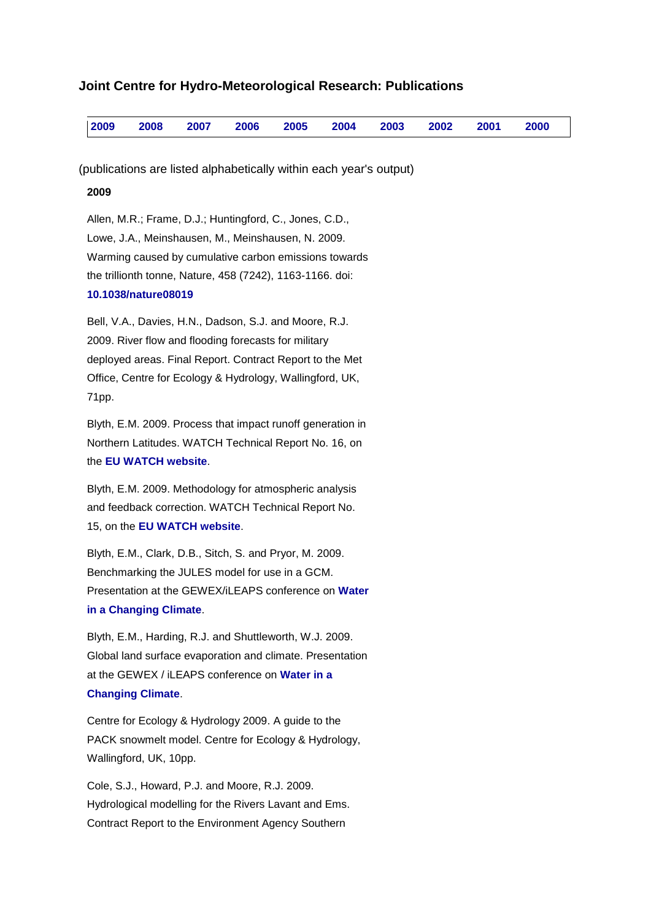# Joint Centre for Hydro-Meteorological Research: Publications

| 2009 | 2008 | 2007 | 2006 | 2005 | 2004 | 2003 | 2002 | 2001 | 2000 |
|---|---|---|---|---|---|---|---|---|---|

(publications are listed alphabetically within each year's output)

**2009**

Allen, M.R.; Frame, D.J.; Huntingford, C., Jones, C.D., Lowe, J.A., Meinshausen, M., Meinshausen, N. 2009. Warming caused by cumulative carbon emissions towards the trillionth tonne, Nature, 458 (7242), 1163-1166. doi: **10.1038/nature08019**

Bell, V.A., Davies, H.N., Dadson, S.J. and Moore, R.J. 2009. River flow and flooding forecasts for military deployed areas. Final Report. Contract Report to the Met Office, Centre for Ecology & Hydrology, Wallingford, UK, 71pp.

Blyth, E.M. 2009. Process that impact runoff generation in Northern Latitudes. WATCH Technical Report No. 16, on the **EU WATCH website**.

Blyth, E.M. 2009. Methodology for atmospheric analysis and feedback correction. WATCH Technical Report No. 15, on the **EU WATCH website**.

Blyth, E.M., Clark, D.B., Sitch, S. and Pryor, M. 2009. Benchmarking the JULES model for use in a GCM. Presentation at the GEWEX/iLEAPS conference on **Water in a Changing Climate**.

Blyth, E.M., Harding, R.J. and Shuttleworth, W.J. 2009. Global land surface evaporation and climate. Presentation at the GEWEX / iLEAPS conference on **Water in a Changing Climate**.

Centre for Ecology & Hydrology 2009. A guide to the PACK snowmelt model. Centre for Ecology & Hydrology, Wallingford, UK, 10pp.

Cole, S.J., Howard, P.J. and Moore, R.J. 2009. Hydrological modelling for the Rivers Lavant and Ems. Contract Report to the Environment Agency Southern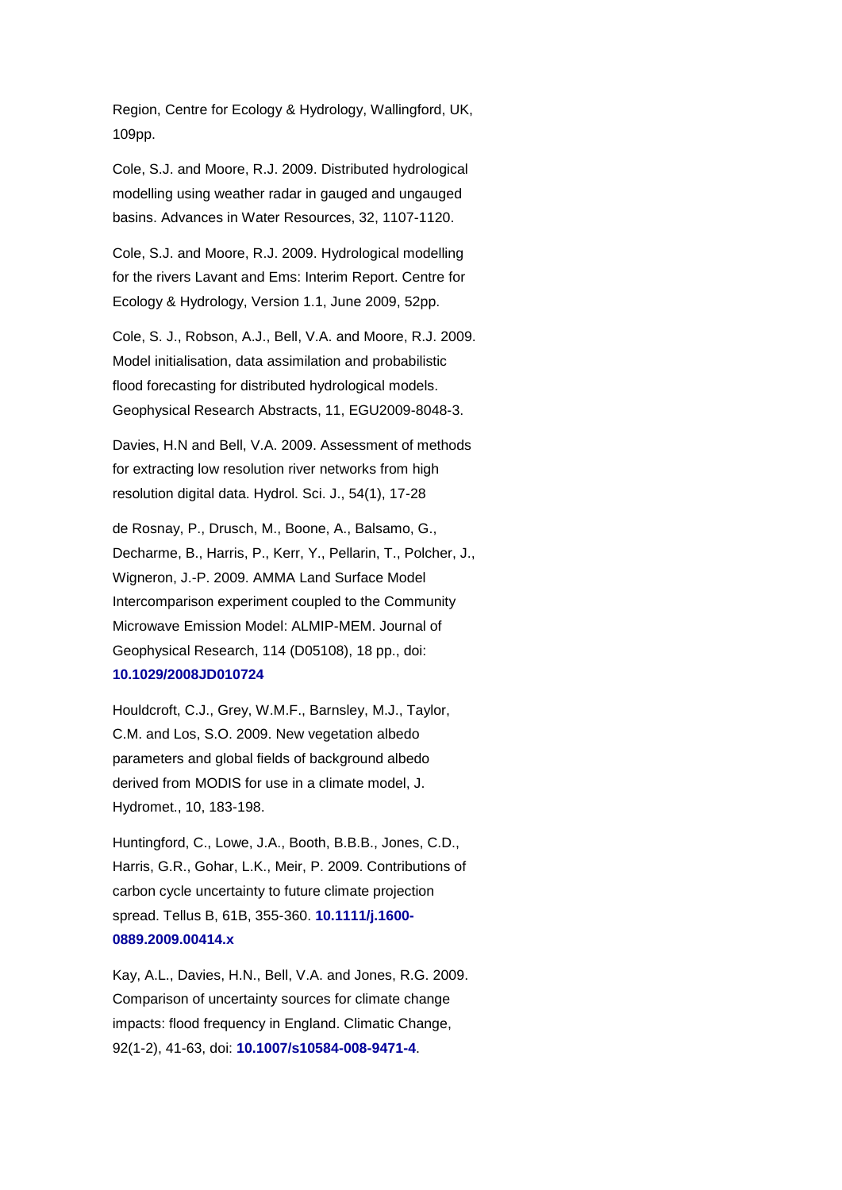Region, Centre for Ecology & Hydrology, Wallingford, UK, 109pp.

Cole, S.J. and Moore, R.J. 2009. Distributed hydrological modelling using weather radar in gauged and ungauged basins. Advances in Water Resources, 32, 1107-1120.

Cole, S.J. and Moore, R.J. 2009. Hydrological modelling for the rivers Lavant and Ems: Interim Report. Centre for Ecology & Hydrology, Version 1.1, June 2009, 52pp.

Cole, S. J., Robson, A.J., Bell, V.A. and Moore, R.J. 2009. Model initialisation, data assimilation and probabilistic flood forecasting for distributed hydrological models. Geophysical Research Abstracts, 11, EGU2009-8048-3.

Davies, H.N and Bell, V.A. 2009. Assessment of methods for extracting low resolution river networks from high resolution digital data. Hydrol. Sci. J., 54(1), 17-28

de Rosnay, P., Drusch, M., Boone, A., Balsamo, G., Decharme, B., Harris, P., Kerr, Y., Pellarin, T., Polcher, J., Wigneron, J.-P. 2009. AMMA Land Surface Model Intercomparison experiment coupled to the Community Microwave Emission Model: ALMIP-MEM. Journal of Geophysical Research, 114 (D05108), 18 pp., doi: **10.1029/2008JD010724**

Houldcroft, C.J., Grey, W.M.F., Barnsley, M.J., Taylor, C.M. and Los, S.O. 2009. New vegetation albedo parameters and global fields of background albedo derived from MODIS for use in a climate model, J. Hydromet., 10, 183-198.

Huntingford, C., Lowe, J.A., Booth, B.B.B., Jones, C.D., Harris, G.R., Gohar, L.K., Meir, P. 2009. Contributions of carbon cycle uncertainty to future climate projection spread. Tellus B, 61B, 355-360. **10.1111/j.1600-0889.2009.00414.x**

Kay, A.L., Davies, H.N., Bell, V.A. and Jones, R.G. 2009. Comparison of uncertainty sources for climate change impacts: flood frequency in England. Climatic Change, 92(1-2), 41-63, doi: **10.1007/s10584-008-9471-4**.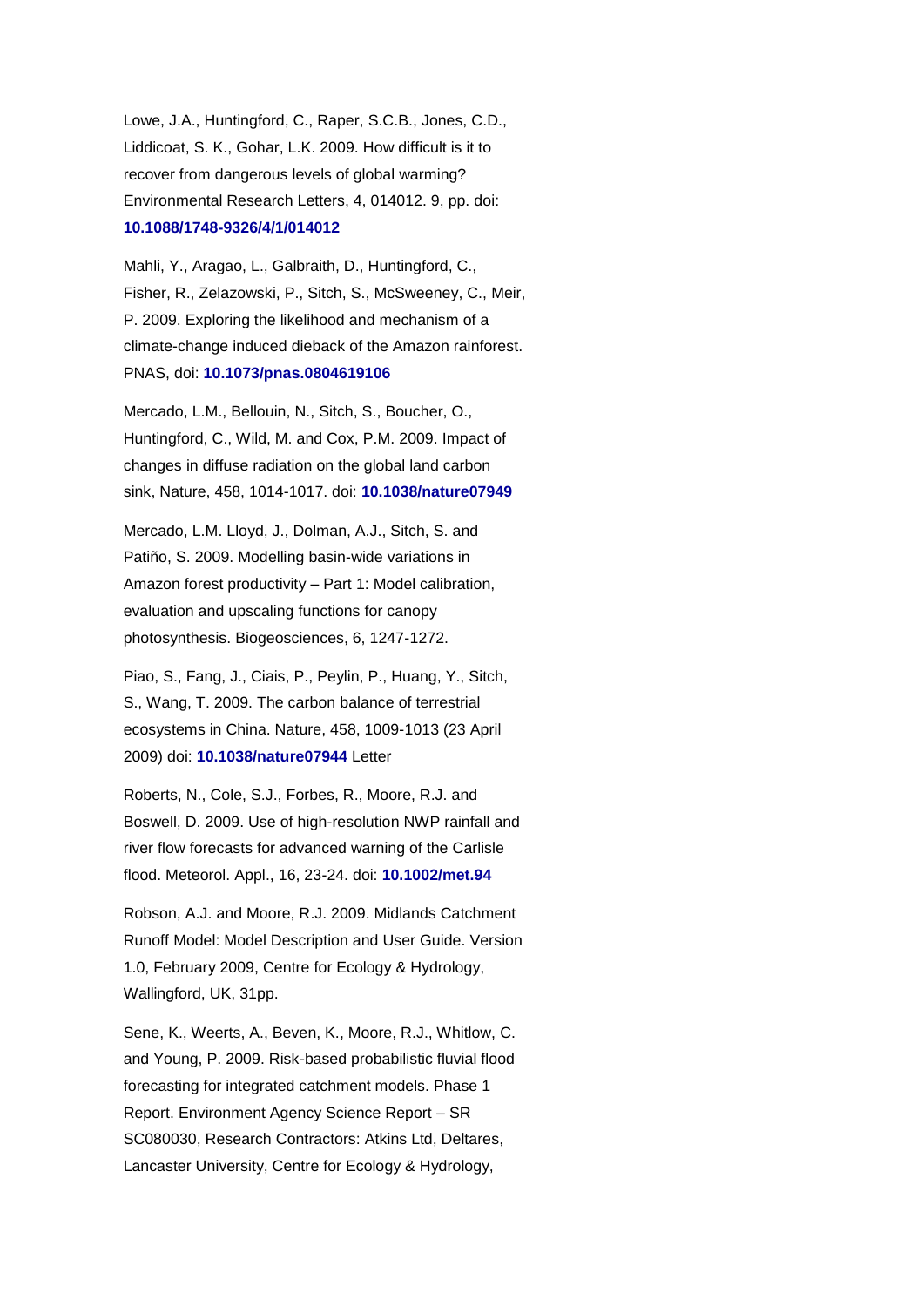Lowe, J.A., Huntingford, C., Raper, S.C.B., Jones, C.D., Liddicoat, S. K., Gohar, L.K. 2009. How difficult is it to recover from dangerous levels of global warming? Environmental Research Letters, 4, 014012. 9, pp. doi: **10.1088/1748-9326/4/1/014012**

Mahli, Y., Aragao, L., Galbraith, D., Huntingford, C., Fisher, R., Zelazowski, P., Sitch, S., McSweeney, C., Meir, P. 2009. Exploring the likelihood and mechanism of a climate-change induced dieback of the Amazon rainforest. PNAS, doi: **10.1073/pnas.0804619106**

Mercado, L.M., Bellouin, N., Sitch, S., Boucher, O., Huntingford, C., Wild, M. and Cox, P.M. 2009. Impact of changes in diffuse radiation on the global land carbon sink, Nature, 458, 1014-1017. doi: **10.1038/nature07949**

Mercado, L.M. Lloyd, J., Dolman, A.J., Sitch, S. and Patiño, S. 2009. Modelling basin-wide variations in Amazon forest productivity – Part 1: Model calibration, evaluation and upscaling functions for canopy photosynthesis. Biogeosciences, 6, 1247-1272.

Piao, S., Fang, J., Ciais, P., Peylin, P., Huang, Y., Sitch, S., Wang, T. 2009. The carbon balance of terrestrial ecosystems in China. Nature, 458, 1009-1013 (23 April 2009) doi: **10.1038/nature07944** Letter

Roberts, N., Cole, S.J., Forbes, R., Moore, R.J. and Boswell, D. 2009. Use of high-resolution NWP rainfall and river flow forecasts for advanced warning of the Carlisle flood. Meteorol. Appl., 16, 23-24. doi: **10.1002/met.94**

Robson, A.J. and Moore, R.J. 2009. Midlands Catchment Runoff Model: Model Description and User Guide. Version 1.0, February 2009, Centre for Ecology & Hydrology, Wallingford, UK, 31pp.

Sene, K., Weerts, A., Beven, K., Moore, R.J., Whitlow, C. and Young, P. 2009. Risk-based probabilistic fluvial flood forecasting for integrated catchment models. Phase 1 Report. Environment Agency Science Report – SR SC080030, Research Contractors: Atkins Ltd, Deltares, Lancaster University, Centre for Ecology & Hydrology,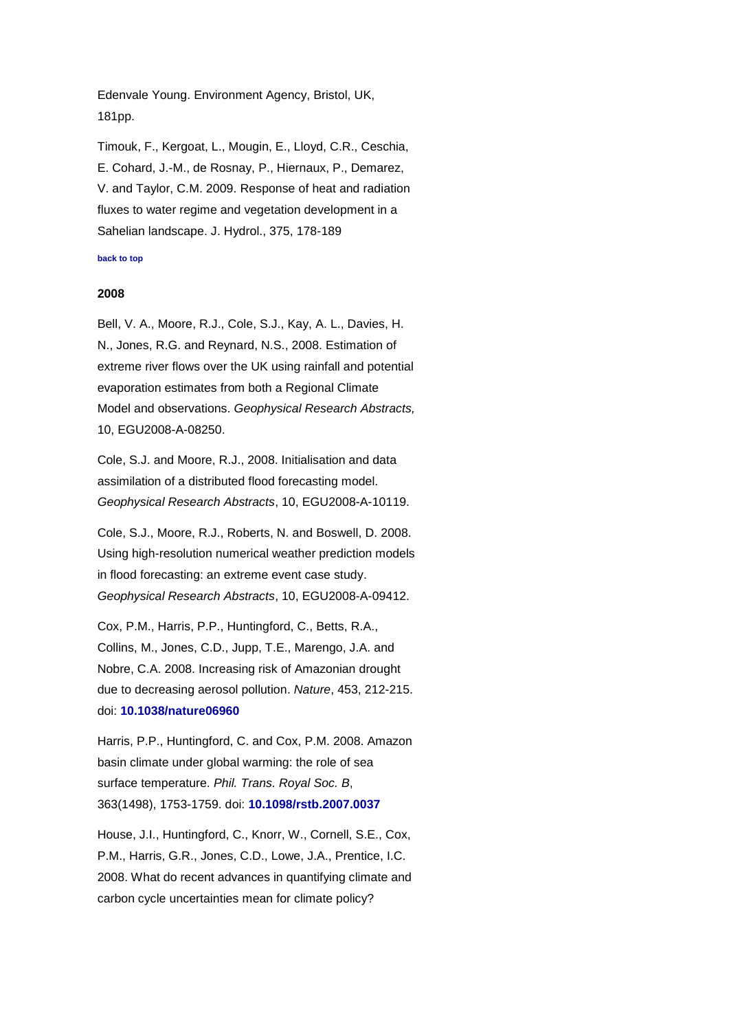Edenvale Young. Environment Agency, Bristol, UK, 181pp.

Timouk, F., Kergoat, L., Mougin, E., Lloyd, C.R., Ceschia, E. Cohard, J.-M., de Rosnay, P., Hiernaux, P., Demarez, V. and Taylor, C.M. 2009. Response of heat and radiation fluxes to water regime and vegetation development in a Sahelian landscape. J. Hydrol., 375, 178-189

back to top

**2008**

Bell, V. A., Moore, R.J., Cole, S.J., Kay, A. L., Davies, H. N., Jones, R.G. and Reynard, N.S., 2008. Estimation of extreme river flows over the UK using rainfall and potential evaporation estimates from both a Regional Climate Model and observations. *Geophysical Research Abstracts,* 10, EGU2008-A-08250.

Cole, S.J. and Moore, R.J., 2008. Initialisation and data assimilation of a distributed flood forecasting model. *Geophysical Research Abstracts*, 10, EGU2008-A-10119.

Cole, S.J., Moore, R.J., Roberts, N. and Boswell, D. 2008. Using high-resolution numerical weather prediction models in flood forecasting: an extreme event case study. *Geophysical Research Abstracts*, 10, EGU2008-A-09412.

Cox, P.M., Harris, P.P., Huntingford, C., Betts, R.A., Collins, M., Jones, C.D., Jupp, T.E., Marengo, J.A. and Nobre, C.A. 2008. Increasing risk of Amazonian drought due to decreasing aerosol pollution. *Nature*, 453, 212-215. doi: **10.1038/nature06960**

Harris, P.P., Huntingford, C. and Cox, P.M. 2008. Amazon basin climate under global warming: the role of sea surface temperature. *Phil. Trans. Royal Soc. B*, 363(1498), 1753-1759. doi: **10.1098/rstb.2007.0037**

House, J.I., Huntingford, C., Knorr, W., Cornell, S.E., Cox, P.M., Harris, G.R., Jones, C.D., Lowe, J.A., Prentice, I.C. 2008. What do recent advances in quantifying climate and carbon cycle uncertainties mean for climate policy?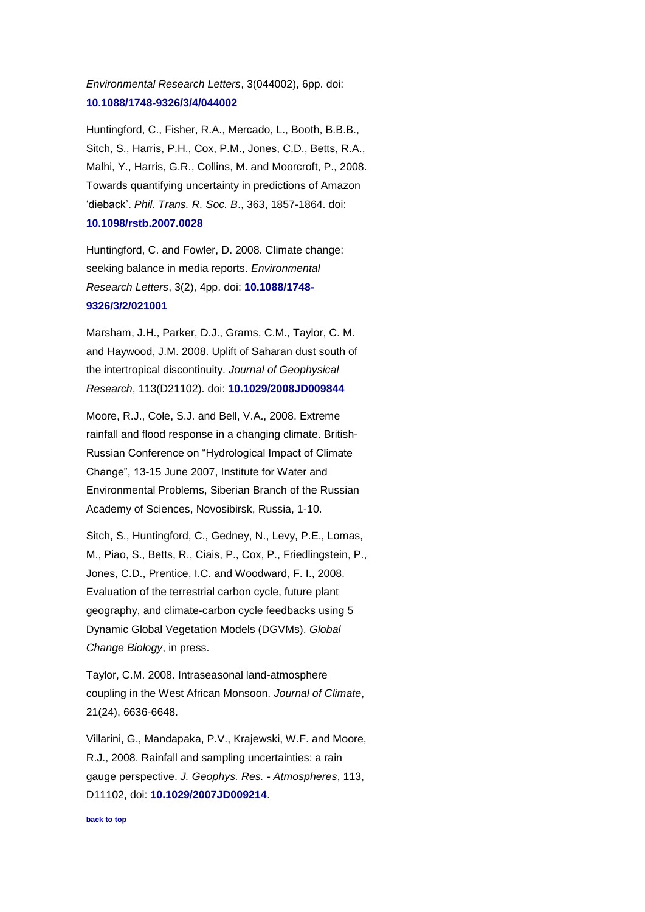*Environmental Research Letters*, 3(044002), 6pp. doi: **10.1088/1748-9326/3/4/044002**

Huntingford, C., Fisher, R.A., Mercado, L., Booth, B.B.B., Sitch, S., Harris, P.H., Cox, P.M., Jones, C.D., Betts, R.A., Malhi, Y., Harris, G.R., Collins, M. and Moorcroft, P., 2008. Towards quantifying uncertainty in predictions of Amazon 'dieback'. *Phil. Trans. R. Soc. B*., 363, 1857-1864. doi: **10.1098/rstb.2007.0028**

Huntingford, C. and Fowler, D. 2008. Climate change: seeking balance in media reports. *Environmental Research Letters*, 3(2), 4pp. doi: **10.1088/1748-9326/3/2/021001**

Marsham, J.H., Parker, D.J., Grams, C.M., Taylor, C. M. and Haywood, J.M. 2008. Uplift of Saharan dust south of the intertropical discontinuity. *Journal of Geophysical Research*, 113(D21102). doi: **10.1029/2008JD009844**

Moore, R.J., Cole, S.J. and Bell, V.A., 2008. Extreme rainfall and flood response in a changing climate. British-Russian Conference on "Hydrological Impact of Climate Change", 13-15 June 2007, Institute for Water and Environmental Problems, Siberian Branch of the Russian Academy of Sciences, Novosibirsk, Russia, 1-10.

Sitch, S., Huntingford, C., Gedney, N., Levy, P.E., Lomas, M., Piao, S., Betts, R., Ciais, P., Cox, P., Friedlingstein, P., Jones, C.D., Prentice, I.C. and Woodward, F. I., 2008. Evaluation of the terrestrial carbon cycle, future plant geography, and climate-carbon cycle feedbacks using 5 Dynamic Global Vegetation Models (DGVMs). *Global Change Biology*, in press.

Taylor, C.M. 2008. Intraseasonal land-atmosphere coupling in the West African Monsoon. *Journal of Climate*, 21(24), 6636-6648.

Villarini, G., Mandapaka, P.V., Krajewski, W.F. and Moore, R.J., 2008. Rainfall and sampling uncertainties: a rain gauge perspective. *J. Geophys. Res. - Atmospheres*, 113, D11102, doi: **10.1029/2007JD009214**.

**back to top**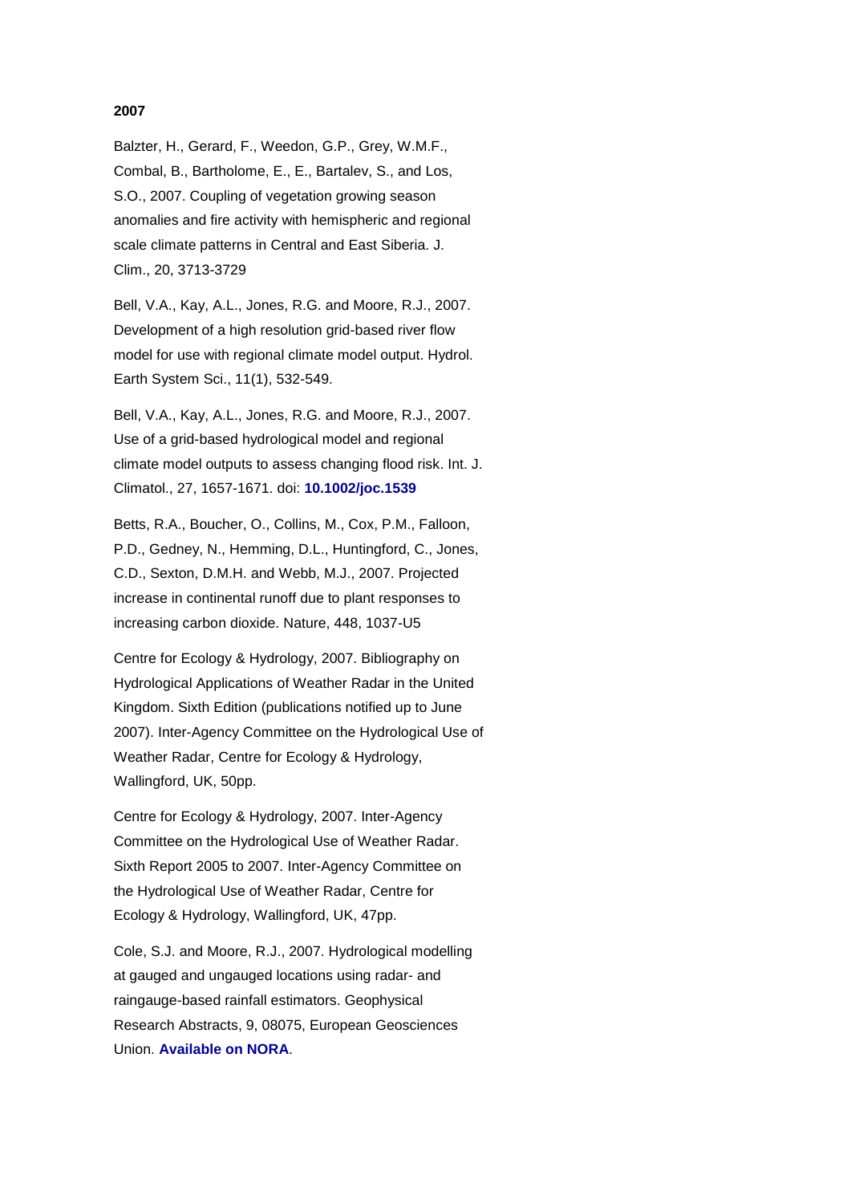**2007**

Balzter, H., Gerard, F., Weedon, G.P., Grey, W.M.F., Combal, B., Bartholome, E., E., Bartalev, S., and Los, S.O., 2007. Coupling of vegetation growing season anomalies and fire activity with hemispheric and regional scale climate patterns in Central and East Siberia. J. Clim., 20, 3713-3729

Bell, V.A., Kay, A.L., Jones, R.G. and Moore, R.J., 2007. Development of a high resolution grid-based river flow model for use with regional climate model output. Hydrol. Earth System Sci., 11(1), 532-549.

Bell, V.A., Kay, A.L., Jones, R.G. and Moore, R.J., 2007. Use of a grid-based hydrological model and regional climate model outputs to assess changing flood risk. Int. J. Climatol., 27, 1657-1671. doi: **10.1002/joc.1539**

Betts, R.A., Boucher, O., Collins, M., Cox, P.M., Falloon, P.D., Gedney, N., Hemming, D.L., Huntingford, C., Jones, C.D., Sexton, D.M.H. and Webb, M.J., 2007. Projected increase in continental runoff due to plant responses to increasing carbon dioxide. Nature, 448, 1037-U5

Centre for Ecology & Hydrology, 2007. Bibliography on Hydrological Applications of Weather Radar in the United Kingdom. Sixth Edition (publications notified up to June 2007). Inter-Agency Committee on the Hydrological Use of Weather Radar, Centre for Ecology & Hydrology, Wallingford, UK, 50pp.

Centre for Ecology & Hydrology, 2007. Inter-Agency Committee on the Hydrological Use of Weather Radar. Sixth Report 2005 to 2007. Inter-Agency Committee on the Hydrological Use of Weather Radar, Centre for Ecology & Hydrology, Wallingford, UK, 47pp.

Cole, S.J. and Moore, R.J., 2007. Hydrological modelling at gauged and ungauged locations using radar- and raingauge-based rainfall estimators. Geophysical Research Abstracts, 9, 08075, European Geosciences Union. **Available on NORA**.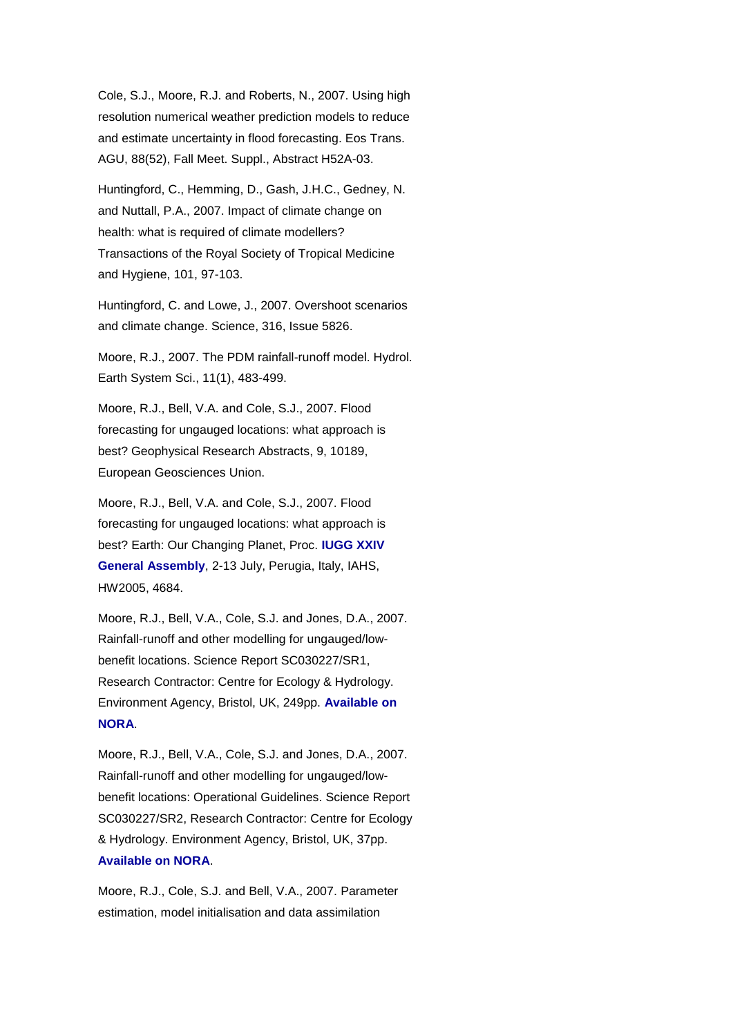Cole, S.J., Moore, R.J. and Roberts, N., 2007. Using high resolution numerical weather prediction models to reduce and estimate uncertainty in flood forecasting. Eos Trans. AGU, 88(52), Fall Meet. Suppl., Abstract H52A-03.

Huntingford, C., Hemming, D., Gash, J.H.C., Gedney, N. and Nuttall, P.A., 2007. Impact of climate change on health: what is required of climate modellers? Transactions of the Royal Society of Tropical Medicine and Hygiene, 101, 97-103.

Huntingford, C. and Lowe, J., 2007. Overshoot scenarios and climate change. Science, 316, Issue 5826.

Moore, R.J., 2007. The PDM rainfall-runoff model. Hydrol. Earth System Sci., 11(1), 483-499.

Moore, R.J., Bell, V.A. and Cole, S.J., 2007. Flood forecasting for ungauged locations: what approach is best? Geophysical Research Abstracts, 9, 10189, European Geosciences Union.

Moore, R.J., Bell, V.A. and Cole, S.J., 2007. Flood forecasting for ungauged locations: what approach is best? Earth: Our Changing Planet, Proc. **IUGG XXIV General Assembly**, 2-13 July, Perugia, Italy, IAHS, HW2005, 4684.

Moore, R.J., Bell, V.A., Cole, S.J. and Jones, D.A., 2007. Rainfall-runoff and other modelling for ungauged/low-benefit locations. Science Report SC030227/SR1, Research Contractor: Centre for Ecology & Hydrology. Environment Agency, Bristol, UK, 249pp. **Available on NORA**.

Moore, R.J., Bell, V.A., Cole, S.J. and Jones, D.A., 2007. Rainfall-runoff and other modelling for ungauged/low-benefit locations: Operational Guidelines. Science Report SC030227/SR2, Research Contractor: Centre for Ecology & Hydrology. Environment Agency, Bristol, UK, 37pp. **Available on NORA**.

Moore, R.J., Cole, S.J. and Bell, V.A., 2007. Parameter estimation, model initialisation and data assimilation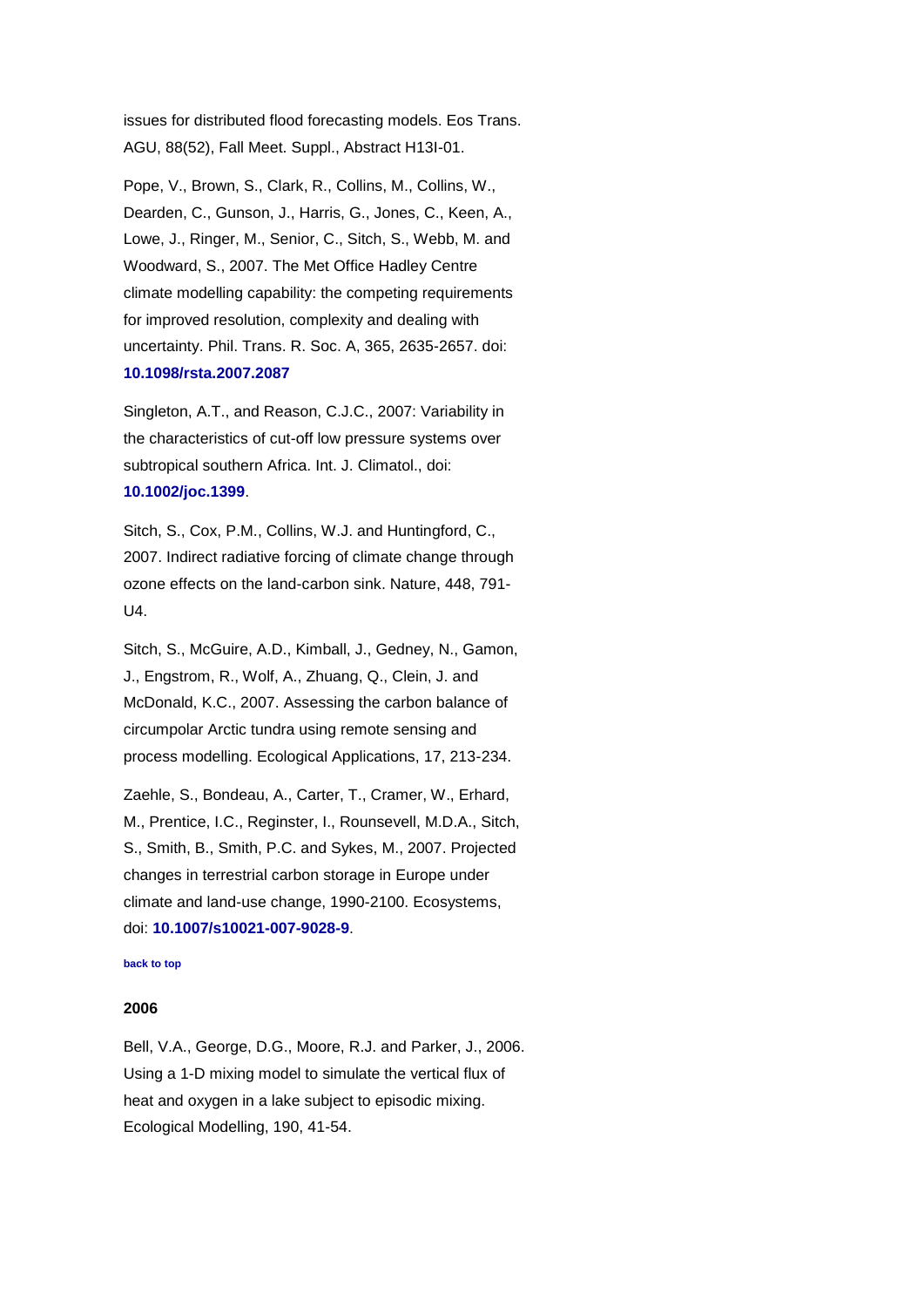issues for distributed flood forecasting models. Eos Trans. AGU, 88(52), Fall Meet. Suppl., Abstract H13I-01.

Pope, V., Brown, S., Clark, R., Collins, M., Collins, W., Dearden, C., Gunson, J., Harris, G., Jones, C., Keen, A., Lowe, J., Ringer, M., Senior, C., Sitch, S., Webb, M. and Woodward, S., 2007. The Met Office Hadley Centre climate modelling capability: the competing requirements for improved resolution, complexity and dealing with uncertainty. Phil. Trans. R. Soc. A, 365, 2635-2657. doi: **10.1098/rsta.2007.2087**

Singleton, A.T., and Reason, C.J.C., 2007: Variability in the characteristics of cut-off low pressure systems over subtropical southern Africa. Int. J. Climatol., doi: **10.1002/joc.1399**.

Sitch, S., Cox, P.M., Collins, W.J. and Huntingford, C., 2007. Indirect radiative forcing of climate change through ozone effects on the land-carbon sink. Nature, 448, 791-U4.

Sitch, S., McGuire, A.D., Kimball, J., Gedney, N., Gamon, J., Engstrom, R., Wolf, A., Zhuang, Q., Clein, J. and McDonald, K.C., 2007. Assessing the carbon balance of circumpolar Arctic tundra using remote sensing and process modelling. Ecological Applications, 17, 213-234.

Zaehle, S., Bondeau, A., Carter, T., Cramer, W., Erhard, M., Prentice, I.C., Reginster, I., Rounsevell, M.D.A., Sitch, S., Smith, B., Smith, P.C. and Sykes, M., 2007. Projected changes in terrestrial carbon storage in Europe under climate and land-use change, 1990-2100. Ecosystems, doi: **10.1007/s10021-007-9028-9**.

**back to top**

### 2006

Bell, V.A., George, D.G., Moore, R.J. and Parker, J., 2006. Using a 1-D mixing model to simulate the vertical flux of heat and oxygen in a lake subject to episodic mixing. Ecological Modelling, 190, 41-54.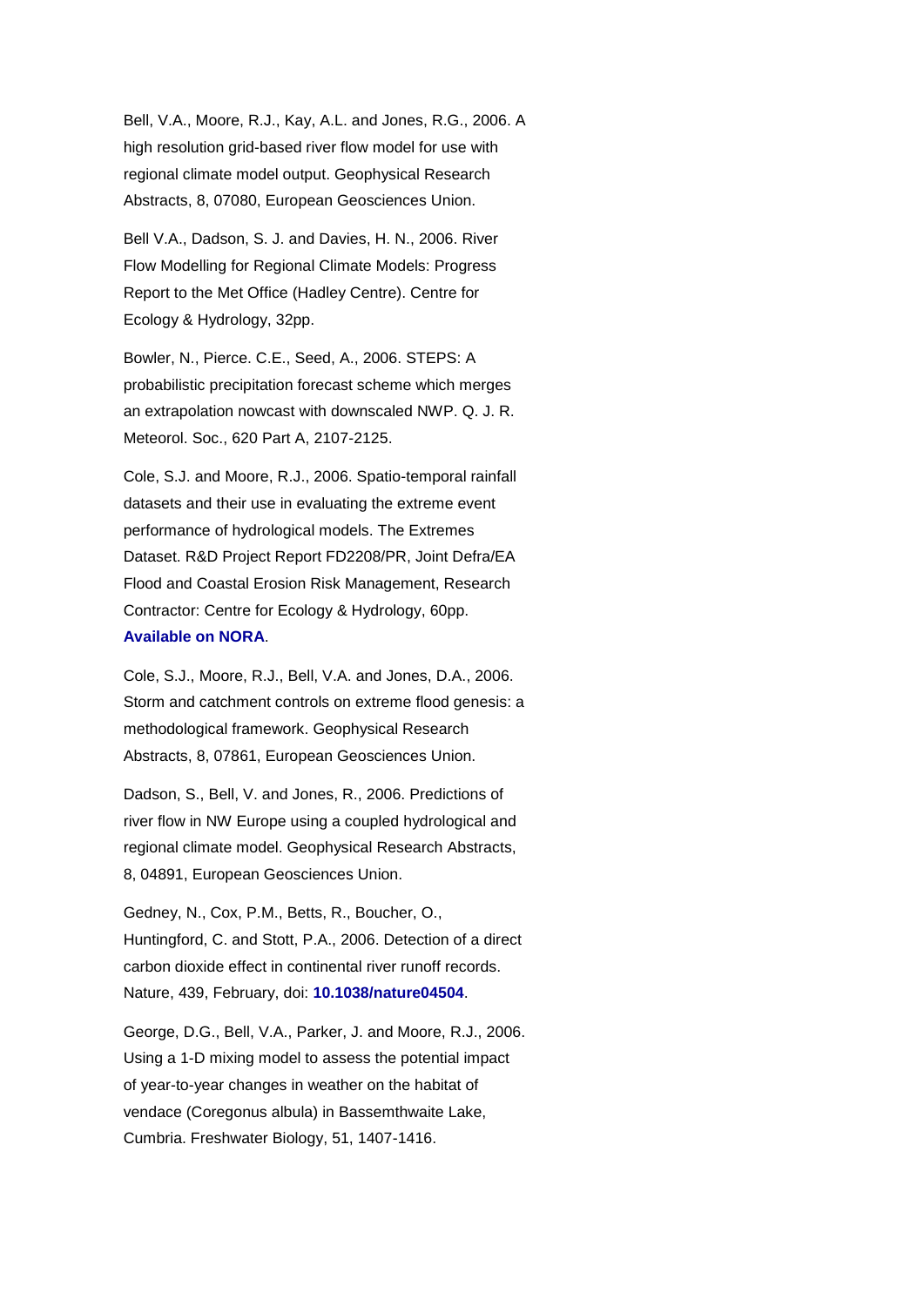Bell, V.A., Moore, R.J., Kay, A.L. and Jones, R.G., 2006. A high resolution grid-based river flow model for use with regional climate model output. Geophysical Research Abstracts, 8, 07080, European Geosciences Union.

Bell V.A., Dadson, S. J. and Davies, H. N., 2006. River Flow Modelling for Regional Climate Models: Progress Report to the Met Office (Hadley Centre). Centre for Ecology & Hydrology, 32pp.

Bowler, N., Pierce. C.E., Seed, A., 2006. STEPS: A probabilistic precipitation forecast scheme which merges an extrapolation nowcast with downscaled NWP. Q. J. R. Meteorol. Soc., 620 Part A, 2107-2125.

Cole, S.J. and Moore, R.J., 2006. Spatio-temporal rainfall datasets and their use in evaluating the extreme event performance of hydrological models. The Extremes Dataset. R&D Project Report FD2208/PR, Joint Defra/EA Flood and Coastal Erosion Risk Management, Research Contractor: Centre for Ecology & Hydrology, 60pp. **Available on NORA**.

Cole, S.J., Moore, R.J., Bell, V.A. and Jones, D.A., 2006. Storm and catchment controls on extreme flood genesis: a methodological framework. Geophysical Research Abstracts, 8, 07861, European Geosciences Union.

Dadson, S., Bell, V. and Jones, R., 2006. Predictions of river flow in NW Europe using a coupled hydrological and regional climate model. Geophysical Research Abstracts, 8, 04891, European Geosciences Union.

Gedney, N., Cox, P.M., Betts, R., Boucher, O., Huntingford, C. and Stott, P.A., 2006. Detection of a direct carbon dioxide effect in continental river runoff records. Nature, 439, February, doi: **10.1038/nature04504**.

George, D.G., Bell, V.A., Parker, J. and Moore, R.J., 2006. Using a 1-D mixing model to assess the potential impact of year-to-year changes in weather on the habitat of vendace (Coregonus albula) in Bassemthwaite Lake, Cumbria. Freshwater Biology, 51, 1407-1416.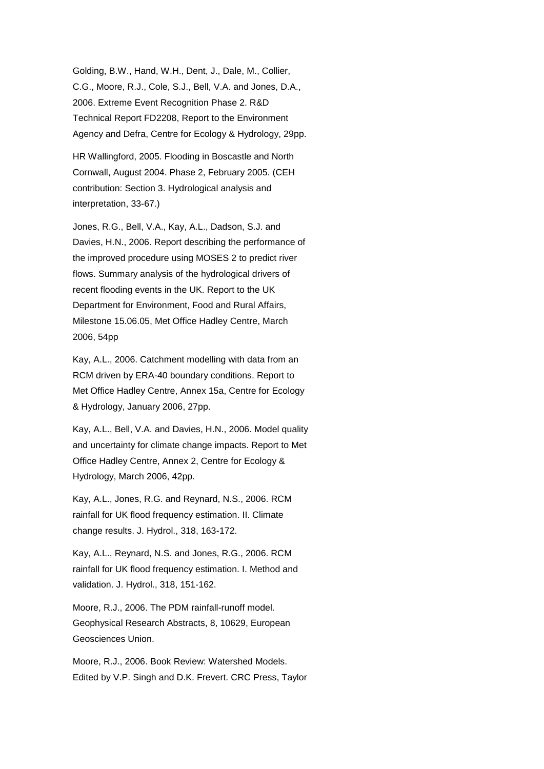Golding, B.W., Hand, W.H., Dent, J., Dale, M., Collier, C.G., Moore, R.J., Cole, S.J., Bell, V.A. and Jones, D.A., 2006. Extreme Event Recognition Phase 2. R&D Technical Report FD2208, Report to the Environment Agency and Defra, Centre for Ecology & Hydrology, 29pp.

HR Wallingford, 2005. Flooding in Boscastle and North Cornwall, August 2004. Phase 2, February 2005. (CEH contribution: Section 3. Hydrological analysis and interpretation, 33-67.)

Jones, R.G., Bell, V.A., Kay, A.L., Dadson, S.J. and Davies, H.N., 2006. Report describing the performance of the improved procedure using MOSES 2 to predict river flows. Summary analysis of the hydrological drivers of recent flooding events in the UK. Report to the UK Department for Environment, Food and Rural Affairs, Milestone 15.06.05, Met Office Hadley Centre, March 2006, 54pp

Kay, A.L., 2006. Catchment modelling with data from an RCM driven by ERA-40 boundary conditions. Report to Met Office Hadley Centre, Annex 15a, Centre for Ecology & Hydrology, January 2006, 27pp.

Kay, A.L., Bell, V.A. and Davies, H.N., 2006. Model quality and uncertainty for climate change impacts. Report to Met Office Hadley Centre, Annex 2, Centre for Ecology & Hydrology, March 2006, 42pp.

Kay, A.L., Jones, R.G. and Reynard, N.S., 2006. RCM rainfall for UK flood frequency estimation. II. Climate change results. J. Hydrol., 318, 163-172.

Kay, A.L., Reynard, N.S. and Jones, R.G., 2006. RCM rainfall for UK flood frequency estimation. I. Method and validation. J. Hydrol., 318, 151-162.

Moore, R.J., 2006. The PDM rainfall-runoff model. Geophysical Research Abstracts, 8, 10629, European Geosciences Union.

Moore, R.J., 2006. Book Review: Watershed Models. Edited by V.P. Singh and D.K. Frevert. CRC Press, Taylor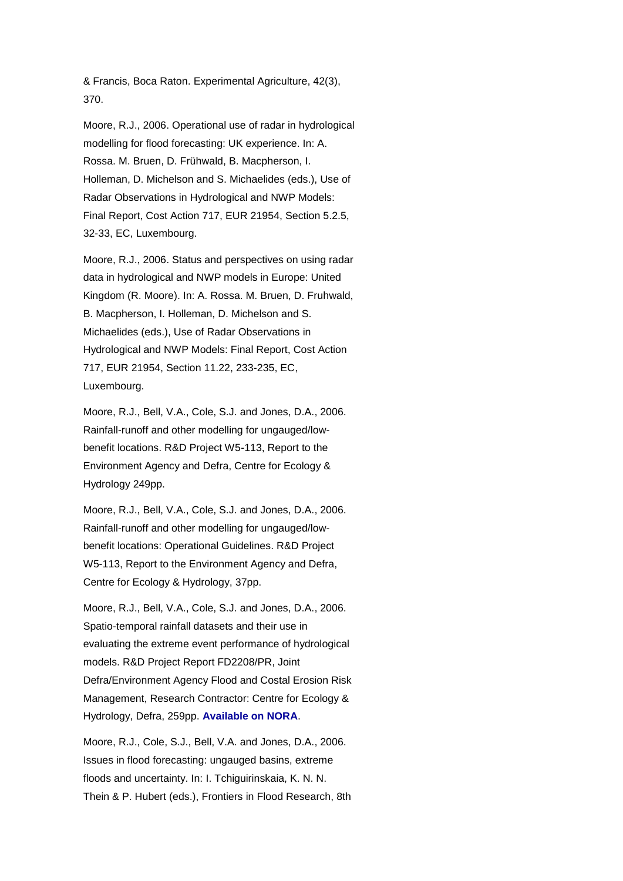& Francis, Boca Raton. Experimental Agriculture, 42(3), 370.

Moore, R.J., 2006. Operational use of radar in hydrological modelling for flood forecasting: UK experience. In: A. Rossa. M. Bruen, D. Frühwald, B. Macpherson, I. Holleman, D. Michelson and S. Michaelides (eds.), Use of Radar Observations in Hydrological and NWP Models: Final Report, Cost Action 717, EUR 21954, Section 5.2.5, 32-33, EC, Luxembourg.

Moore, R.J., 2006. Status and perspectives on using radar data in hydrological and NWP models in Europe: United Kingdom (R. Moore). In: A. Rossa. M. Bruen, D. Fruhwald, B. Macpherson, I. Holleman, D. Michelson and S. Michaelides (eds.), Use of Radar Observations in Hydrological and NWP Models: Final Report, Cost Action 717, EUR 21954, Section 11.22, 233-235, EC, Luxembourg.

Moore, R.J., Bell, V.A., Cole, S.J. and Jones, D.A., 2006. Rainfall-runoff and other modelling for ungauged/low-benefit locations. R&D Project W5-113, Report to the Environment Agency and Defra, Centre for Ecology & Hydrology 249pp.

Moore, R.J., Bell, V.A., Cole, S.J. and Jones, D.A., 2006. Rainfall-runoff and other modelling for ungauged/low-benefit locations: Operational Guidelines. R&D Project W5-113, Report to the Environment Agency and Defra, Centre for Ecology & Hydrology, 37pp.

Moore, R.J., Bell, V.A., Cole, S.J. and Jones, D.A., 2006. Spatio-temporal rainfall datasets and their use in evaluating the extreme event performance of hydrological models. R&D Project Report FD2208/PR, Joint Defra/Environment Agency Flood and Costal Erosion Risk Management, Research Contractor: Centre for Ecology & Hydrology, Defra, 259pp. **Available on NORA**.

Moore, R.J., Cole, S.J., Bell, V.A. and Jones, D.A., 2006. Issues in flood forecasting: ungauged basins, extreme floods and uncertainty. In: I. Tchiguirinskaia, K. N. N. Thein & P. Hubert (eds.), Frontiers in Flood Research, 8th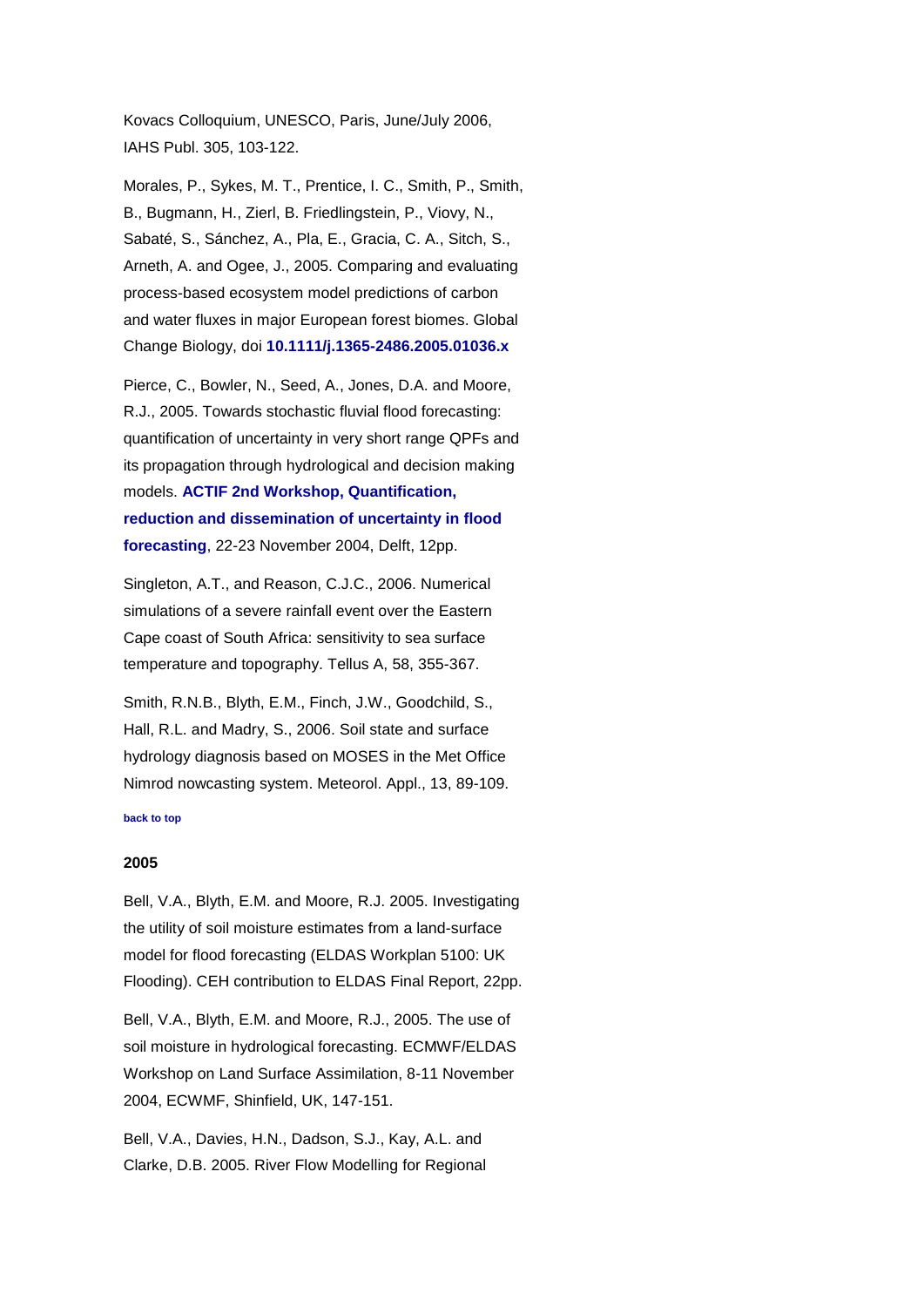Kovacs Colloquium, UNESCO, Paris, June/July 2006, IAHS Publ. 305, 103-122.

Morales, P., Sykes, M. T., Prentice, I. C., Smith, P., Smith, B., Bugmann, H., Zierl, B. Friedlingstein, P., Viovy, N., Sabaté, S., Sánchez, A., Pla, E., Gracia, C. A., Sitch, S., Arneth, A. and Ogee, J., 2005. Comparing and evaluating process-based ecosystem model predictions of carbon and water fluxes in major European forest biomes. Global Change Biology, doi **10.1111/j.1365-2486.2005.01036.x**

Pierce, C., Bowler, N., Seed, A., Jones, D.A. and Moore, R.J., 2005. Towards stochastic fluvial flood forecasting: quantification of uncertainty in very short range QPFs and its propagation through hydrological and decision making models. **ACTIF 2nd Workshop, Quantification, reduction and dissemination of uncertainty in flood forecasting**, 22-23 November 2004, Delft, 12pp.

Singleton, A.T., and Reason, C.J.C., 2006. Numerical simulations of a severe rainfall event over the Eastern Cape coast of South Africa: sensitivity to sea surface temperature and topography. Tellus A, 58, 355-367.

Smith, R.N.B., Blyth, E.M., Finch, J.W., Goodchild, S., Hall, R.L. and Madry, S., 2006. Soil state and surface hydrology diagnosis based on MOSES in the Met Office Nimrod nowcasting system. Meteorol. Appl., 13, 89-109.

**back to top**

### 2005

Bell, V.A., Blyth, E.M. and Moore, R.J. 2005. Investigating the utility of soil moisture estimates from a land-surface model for flood forecasting (ELDAS Workplan 5100: UK Flooding). CEH contribution to ELDAS Final Report, 22pp.

Bell, V.A., Blyth, E.M. and Moore, R.J., 2005. The use of soil moisture in hydrological forecasting. ECMWF/ELDAS Workshop on Land Surface Assimilation, 8-11 November 2004, ECMWF, Shinfield, UK, 147-151.

Bell, V.A., Davies, H.N., Dadson, S.J., Kay, A.L. and Clarke, D.B. 2005. River Flow Modelling for Regional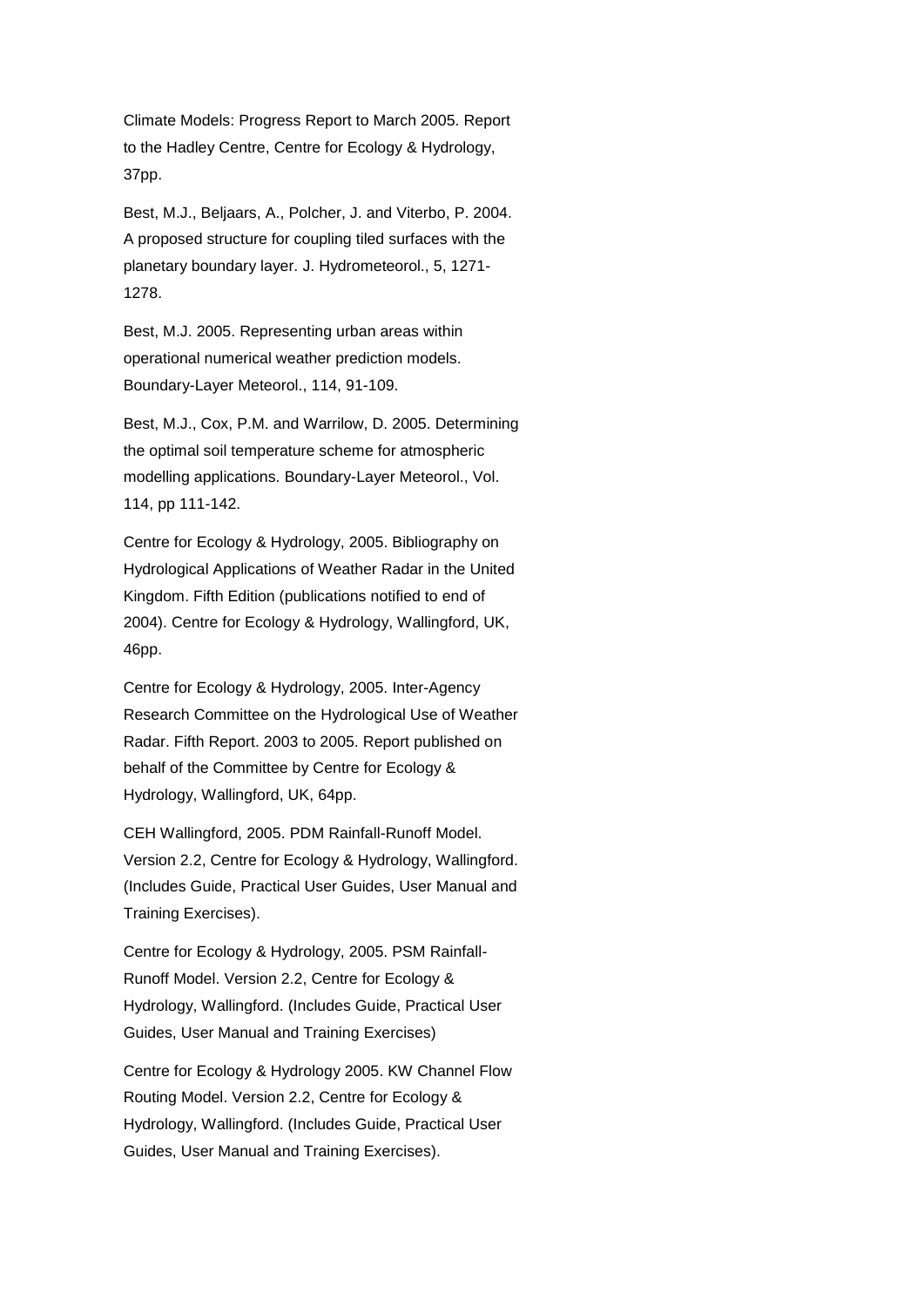Climate Models: Progress Report to March 2005. Report to the Hadley Centre, Centre for Ecology & Hydrology, 37pp.

Best, M.J., Beljaars, A., Polcher, J. and Viterbo, P. 2004. A proposed structure for coupling tiled surfaces with the planetary boundary layer. J. Hydrometeorol., 5, 1271-1278.

Best, M.J. 2005. Representing urban areas within operational numerical weather prediction models. Boundary-Layer Meteorol., 114, 91-109.

Best, M.J., Cox, P.M. and Warrilow, D. 2005. Determining the optimal soil temperature scheme for atmospheric modelling applications. Boundary-Layer Meteorol., Vol. 114, pp 111-142.

Centre for Ecology & Hydrology, 2005. Bibliography on Hydrological Applications of Weather Radar in the United Kingdom. Fifth Edition (publications notified to end of 2004). Centre for Ecology & Hydrology, Wallingford, UK, 46pp.

Centre for Ecology & Hydrology, 2005. Inter-Agency Research Committee on the Hydrological Use of Weather Radar. Fifth Report. 2003 to 2005. Report published on behalf of the Committee by Centre for Ecology & Hydrology, Wallingford, UK, 64pp.

CEH Wallingford, 2005. PDM Rainfall-Runoff Model. Version 2.2, Centre for Ecology & Hydrology, Wallingford. (Includes Guide, Practical User Guides, User Manual and Training Exercises).

Centre for Ecology & Hydrology, 2005. PSM Rainfall-Runoff Model. Version 2.2, Centre for Ecology & Hydrology, Wallingford. (Includes Guide, Practical User Guides, User Manual and Training Exercises)

Centre for Ecology & Hydrology 2005. KW Channel Flow Routing Model. Version 2.2, Centre for Ecology & Hydrology, Wallingford. (Includes Guide, Practical User Guides, User Manual and Training Exercises).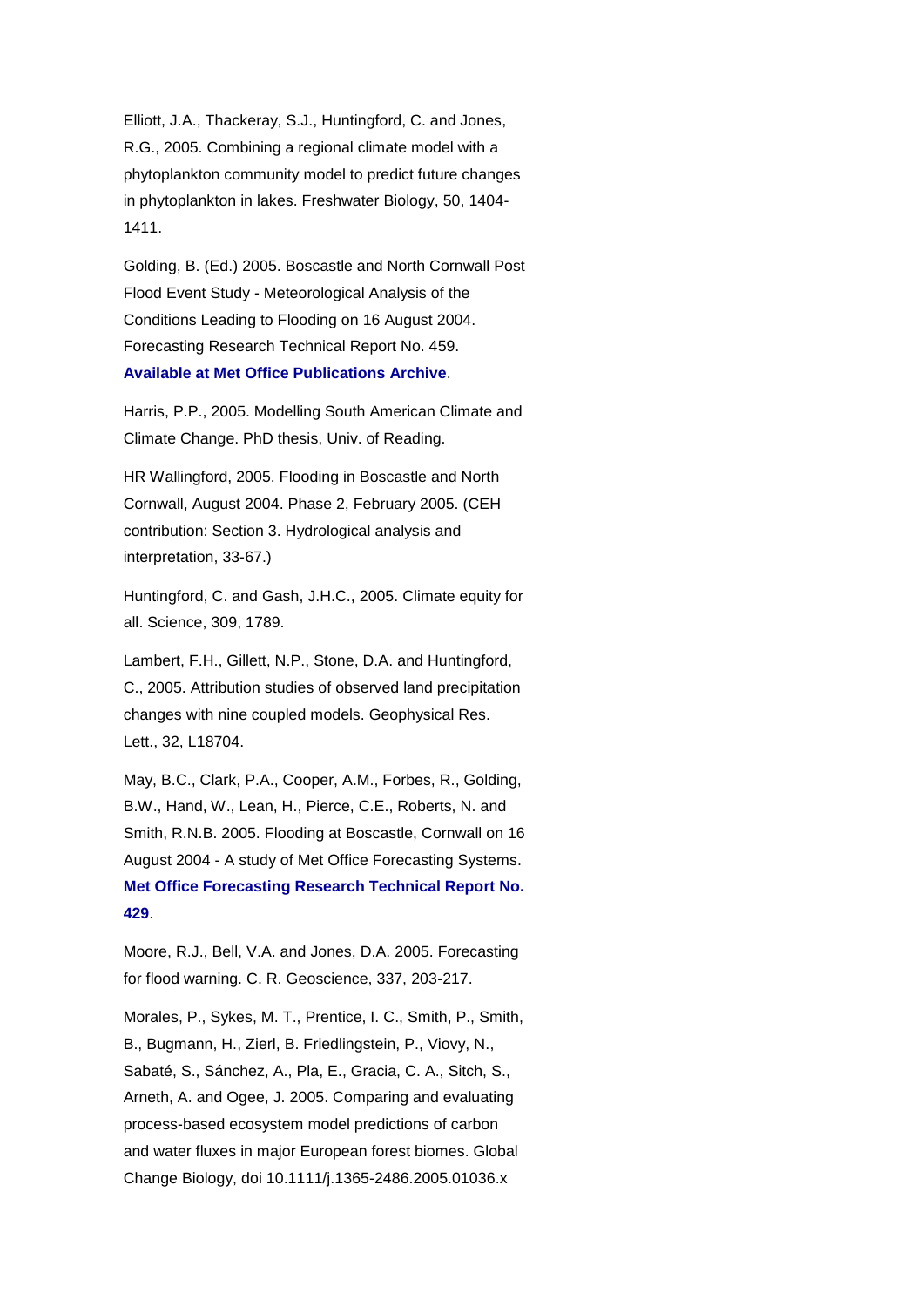Elliott, J.A., Thackeray, S.J., Huntingford, C. and Jones, R.G., 2005. Combining a regional climate model with a phytoplankton community model to predict future changes in phytoplankton in lakes. Freshwater Biology, 50, 1404-1411.

Golding, B. (Ed.) 2005. Boscastle and North Cornwall Post Flood Event Study - Meteorological Analysis of the Conditions Leading to Flooding on 16 August 2004. Forecasting Research Technical Report No. 459. **Available at Met Office Publications Archive**.

Harris, P.P., 2005. Modelling South American Climate and Climate Change. PhD thesis, Univ. of Reading.

HR Wallingford, 2005. Flooding in Boscastle and North Cornwall, August 2004. Phase 2, February 2005. (CEH contribution: Section 3. Hydrological analysis and interpretation, 33-67.)

Huntingford, C. and Gash, J.H.C., 2005. Climate equity for all. Science, 309, 1789.

Lambert, F.H., Gillett, N.P., Stone, D.A. and Huntingford, C., 2005. Attribution studies of observed land precipitation changes with nine coupled models. Geophysical Res. Lett., 32, L18704.

May, B.C., Clark, P.A., Cooper, A.M., Forbes, R., Golding, B.W., Hand, W., Lean, H., Pierce, C.E., Roberts, N. and Smith, R.N.B. 2005. Flooding at Boscastle, Cornwall on 16 August 2004 - A study of Met Office Forecasting Systems. **Met Office Forecasting Research Technical Report No. 429**.

Moore, R.J., Bell, V.A. and Jones, D.A. 2005. Forecasting for flood warning. C. R. Geoscience, 337, 203-217.

Morales, P., Sykes, M. T., Prentice, I. C., Smith, P., Smith, B., Bugmann, H., Zierl, B. Friedlingstein, P., Viovy, N., Sabaté, S., Sánchez, A., Pla, E., Gracia, C. A., Sitch, S., Arneth, A. and Ogee, J. 2005. Comparing and evaluating process-based ecosystem model predictions of carbon and water fluxes in major European forest biomes. Global Change Biology, doi 10.1111/j.1365-2486.2005.01036.x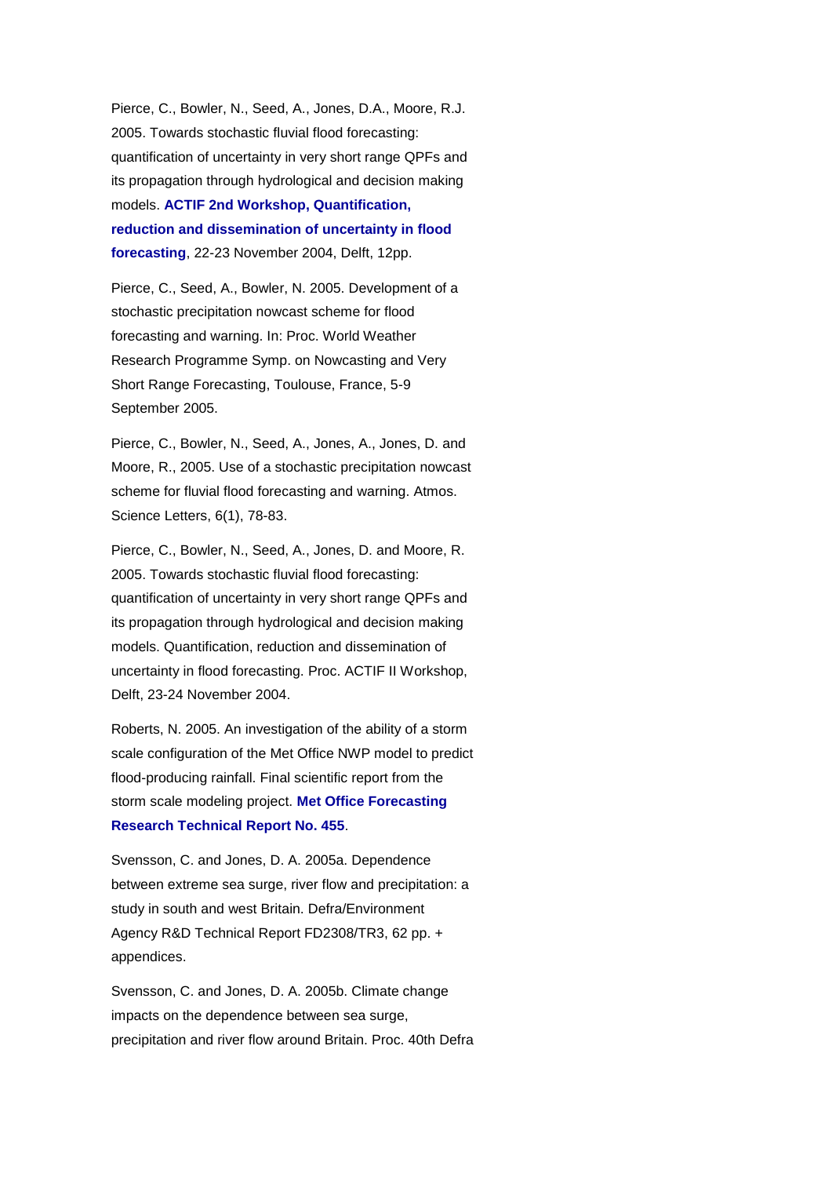Pierce, C., Bowler, N., Seed, A., Jones, D.A., Moore, R.J. 2005. Towards stochastic fluvial flood forecasting: quantification of uncertainty in very short range QPFs and its propagation through hydrological and decision making models. **ACTIF 2nd Workshop, Quantification, reduction and dissemination of uncertainty in flood forecasting**, 22-23 November 2004, Delft, 12pp.

Pierce, C., Seed, A., Bowler, N. 2005. Development of a stochastic precipitation nowcast scheme for flood forecasting and warning. In: Proc. World Weather Research Programme Symp. on Nowcasting and Very Short Range Forecasting, Toulouse, France, 5-9 September 2005.

Pierce, C., Bowler, N., Seed, A., Jones, A., Jones, D. and Moore, R., 2005. Use of a stochastic precipitation nowcast scheme for fluvial flood forecasting and warning. Atmos. Science Letters, 6(1), 78-83.

Pierce, C., Bowler, N., Seed, A., Jones, D. and Moore, R. 2005. Towards stochastic fluvial flood forecasting: quantification of uncertainty in very short range QPFs and its propagation through hydrological and decision making models. Quantification, reduction and dissemination of uncertainty in flood forecasting. Proc. ACTIF II Workshop, Delft, 23-24 November 2004.

Roberts, N. 2005. An investigation of the ability of a storm scale configuration of the Met Office NWP model to predict flood-producing rainfall. Final scientific report from the storm scale modeling project. **Met Office Forecasting Research Technical Report No. 455**.

Svensson, C. and Jones, D. A. 2005a. Dependence between extreme sea surge, river flow and precipitation: a study in south and west Britain. Defra/Environment Agency R&D Technical Report FD2308/TR3, 62 pp. + appendices.

Svensson, C. and Jones, D. A. 2005b. Climate change impacts on the dependence between sea surge, precipitation and river flow around Britain. Proc. 40th Defra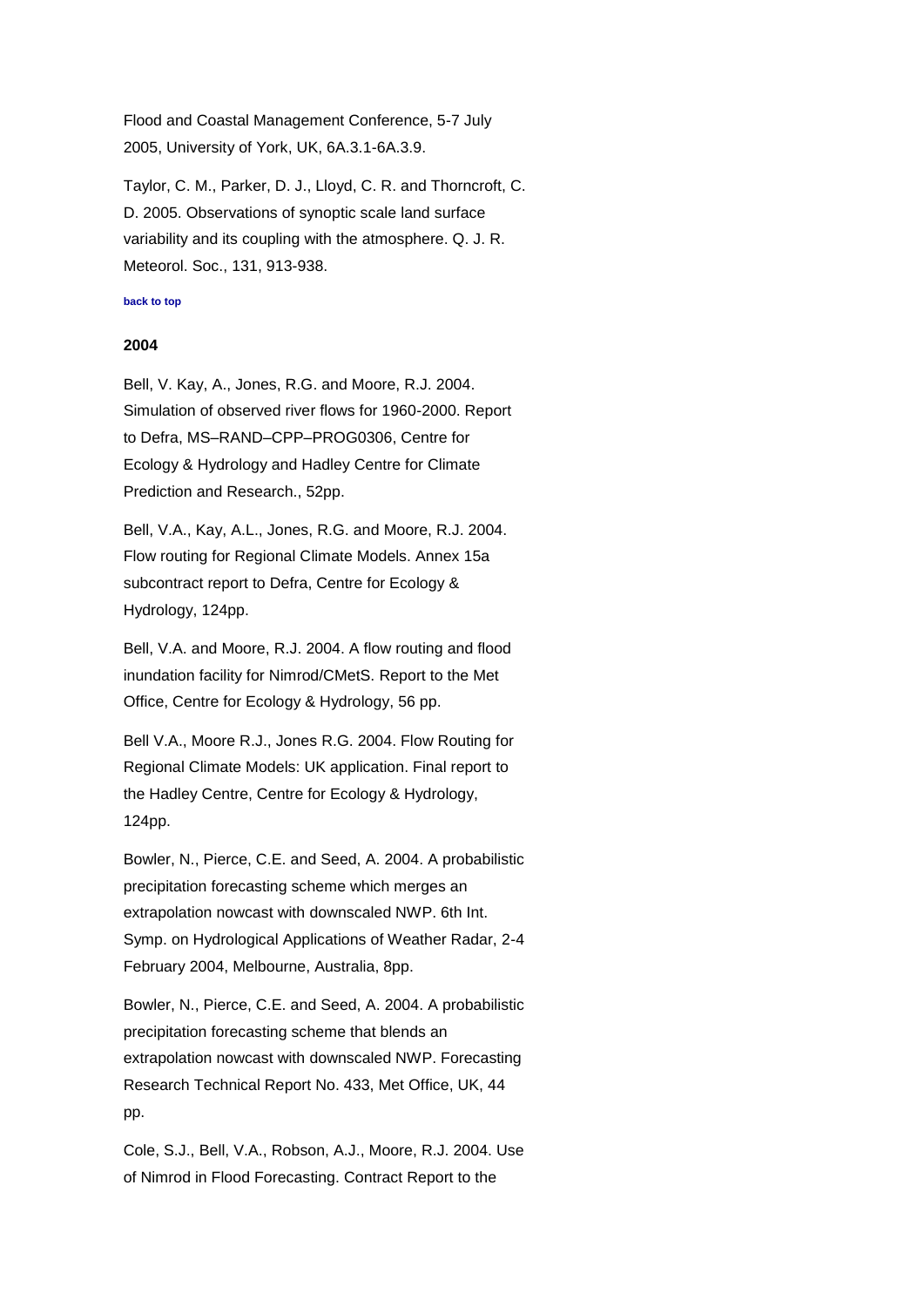Flood and Coastal Management Conference, 5-7 July 2005, University of York, UK, 6A.3.1-6A.3.9.

Taylor, C. M., Parker, D. J., Lloyd, C. R. and Thorncroft, C. D. 2005. Observations of synoptic scale land surface variability and its coupling with the atmosphere. Q. J. R. Meteorol. Soc., 131, 913-938.

back to top

### 2004

Bell, V. Kay, A., Jones, R.G. and Moore, R.J. 2004. Simulation of observed river flows for 1960-2000. Report to Defra, MS–RAND–CPP–PROG0306, Centre for Ecology & Hydrology and Hadley Centre for Climate Prediction and Research., 52pp.

Bell, V.A., Kay, A.L., Jones, R.G. and Moore, R.J. 2004. Flow routing for Regional Climate Models. Annex 15a subcontract report to Defra, Centre for Ecology & Hydrology, 124pp.

Bell, V.A. and Moore, R.J. 2004. A flow routing and flood inundation facility for Nimrod/CMetS. Report to the Met Office, Centre for Ecology & Hydrology, 56 pp.

Bell V.A., Moore R.J., Jones R.G. 2004. Flow Routing for Regional Climate Models: UK application. Final report to the Hadley Centre, Centre for Ecology & Hydrology, 124pp.

Bowler, N., Pierce, C.E. and Seed, A. 2004. A probabilistic precipitation forecasting scheme which merges an extrapolation nowcast with downscaled NWP. 6th Int. Symp. on Hydrological Applications of Weather Radar, 2-4 February 2004, Melbourne, Australia, 8pp.

Bowler, N., Pierce, C.E. and Seed, A. 2004. A probabilistic precipitation forecasting scheme that blends an extrapolation nowcast with downscaled NWP. Forecasting Research Technical Report No. 433, Met Office, UK, 44 pp.

Cole, S.J., Bell, V.A., Robson, A.J., Moore, R.J. 2004. Use of Nimrod in Flood Forecasting. Contract Report to the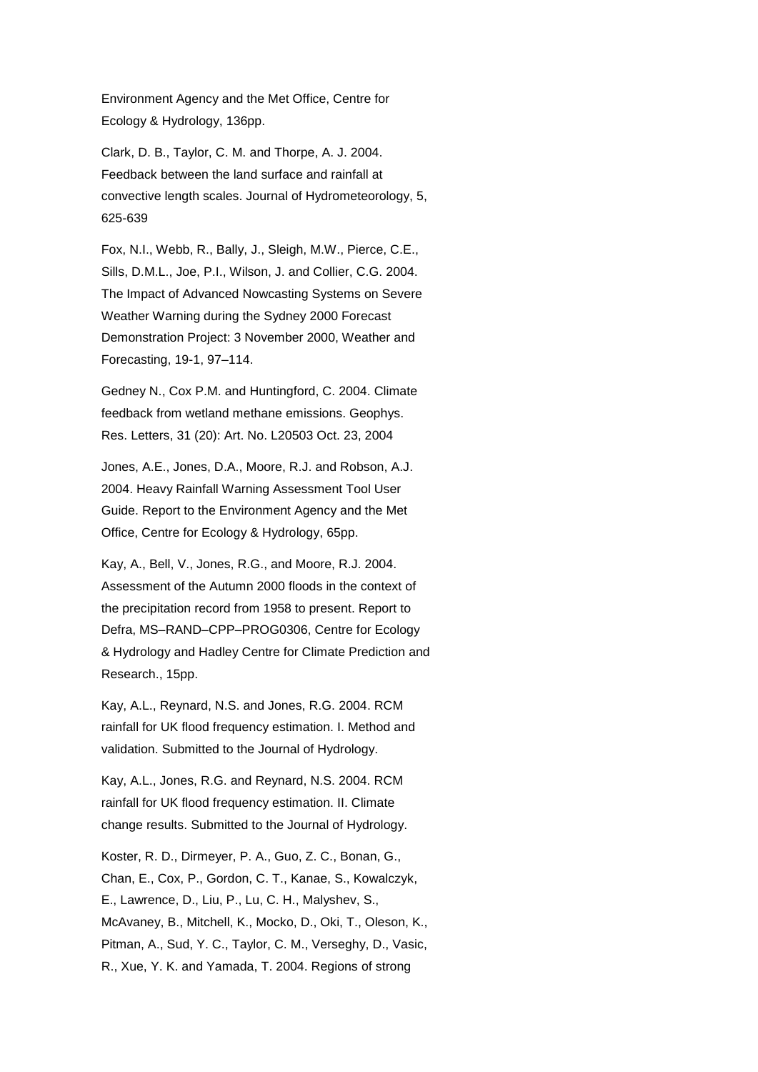Environment Agency and the Met Office, Centre for Ecology & Hydrology, 136pp.

Clark, D. B., Taylor, C. M. and Thorpe, A. J. 2004. Feedback between the land surface and rainfall at convective length scales. Journal of Hydrometeorology, 5, 625-639

Fox, N.I., Webb, R., Bally, J., Sleigh, M.W., Pierce, C.E., Sills, D.M.L., Joe, P.I., Wilson, J. and Collier, C.G. 2004. The Impact of Advanced Nowcasting Systems on Severe Weather Warning during the Sydney 2000 Forecast Demonstration Project: 3 November 2000, Weather and Forecasting, 19-1, 97–114.

Gedney N., Cox P.M. and Huntingford, C. 2004. Climate feedback from wetland methane emissions. Geophys. Res. Letters, 31 (20): Art. No. L20503 Oct. 23, 2004

Jones, A.E., Jones, D.A., Moore, R.J. and Robson, A.J. 2004. Heavy Rainfall Warning Assessment Tool User Guide. Report to the Environment Agency and the Met Office, Centre for Ecology & Hydrology, 65pp.

Kay, A., Bell, V., Jones, R.G., and Moore, R.J. 2004. Assessment of the Autumn 2000 floods in the context of the precipitation record from 1958 to present. Report to Defra, MS–RAND–CPP–PROG0306, Centre for Ecology & Hydrology and Hadley Centre for Climate Prediction and Research., 15pp.

Kay, A.L., Reynard, N.S. and Jones, R.G. 2004. RCM rainfall for UK flood frequency estimation. I. Method and validation. Submitted to the Journal of Hydrology.

Kay, A.L., Jones, R.G. and Reynard, N.S. 2004. RCM rainfall for UK flood frequency estimation. II. Climate change results. Submitted to the Journal of Hydrology.

Koster, R. D., Dirmeyer, P. A., Guo, Z. C., Bonan, G., Chan, E., Cox, P., Gordon, C. T., Kanae, S., Kowalczyk, E., Lawrence, D., Liu, P., Lu, C. H., Malyshev, S., McAvaney, B., Mitchell, K., Mocko, D., Oki, T., Oleson, K., Pitman, A., Sud, Y. C., Taylor, C. M., Verseghy, D., Vasic, R., Xue, Y. K. and Yamada, T. 2004. Regions of strong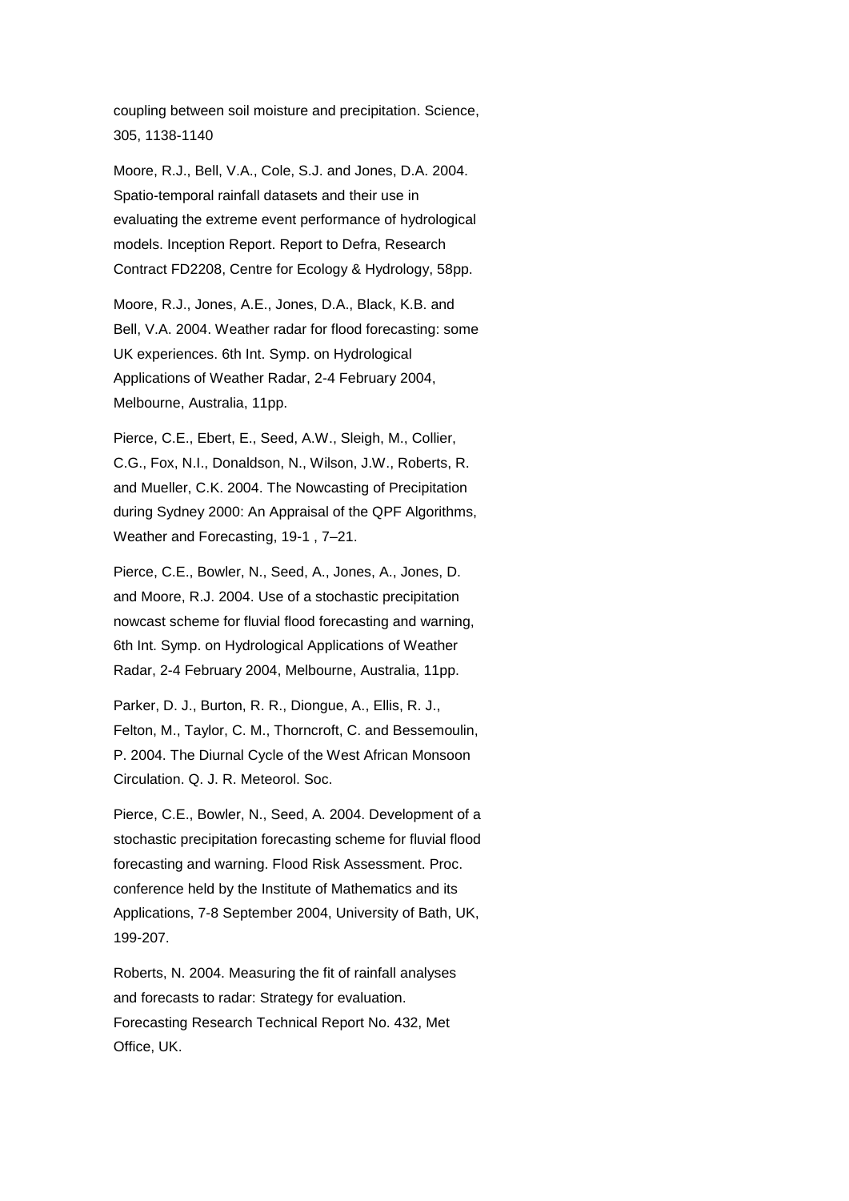coupling between soil moisture and precipitation. Science, 305, 1138-1140

Moore, R.J., Bell, V.A., Cole, S.J. and Jones, D.A. 2004. Spatio-temporal rainfall datasets and their use in evaluating the extreme event performance of hydrological models. Inception Report. Report to Defra, Research Contract FD2208, Centre for Ecology & Hydrology, 58pp.

Moore, R.J., Jones, A.E., Jones, D.A., Black, K.B. and Bell, V.A. 2004. Weather radar for flood forecasting: some UK experiences. 6th Int. Symp. on Hydrological Applications of Weather Radar, 2-4 February 2004, Melbourne, Australia, 11pp.

Pierce, C.E., Ebert, E., Seed, A.W., Sleigh, M., Collier, C.G., Fox, N.I., Donaldson, N., Wilson, J.W., Roberts, R. and Mueller, C.K. 2004. The Nowcasting of Precipitation during Sydney 2000: An Appraisal of the QPF Algorithms, Weather and Forecasting, 19-1 , 7–21.

Pierce, C.E., Bowler, N., Seed, A., Jones, A., Jones, D. and Moore, R.J. 2004. Use of a stochastic precipitation nowcast scheme for fluvial flood forecasting and warning, 6th Int. Symp. on Hydrological Applications of Weather Radar, 2-4 February 2004, Melbourne, Australia, 11pp.

Parker, D. J., Burton, R. R., Diongue, A., Ellis, R. J., Felton, M., Taylor, C. M., Thorncroft, C. and Bessemoulin, P. 2004. The Diurnal Cycle of the West African Monsoon Circulation. Q. J. R. Meteorol. Soc.

Pierce, C.E., Bowler, N., Seed, A. 2004. Development of a stochastic precipitation forecasting scheme for fluvial flood forecasting and warning. Flood Risk Assessment. Proc. conference held by the Institute of Mathematics and its Applications, 7-8 September 2004, University of Bath, UK, 199-207.

Roberts, N. 2004. Measuring the fit of rainfall analyses and forecasts to radar: Strategy for evaluation. Forecasting Research Technical Report No. 432, Met Office, UK.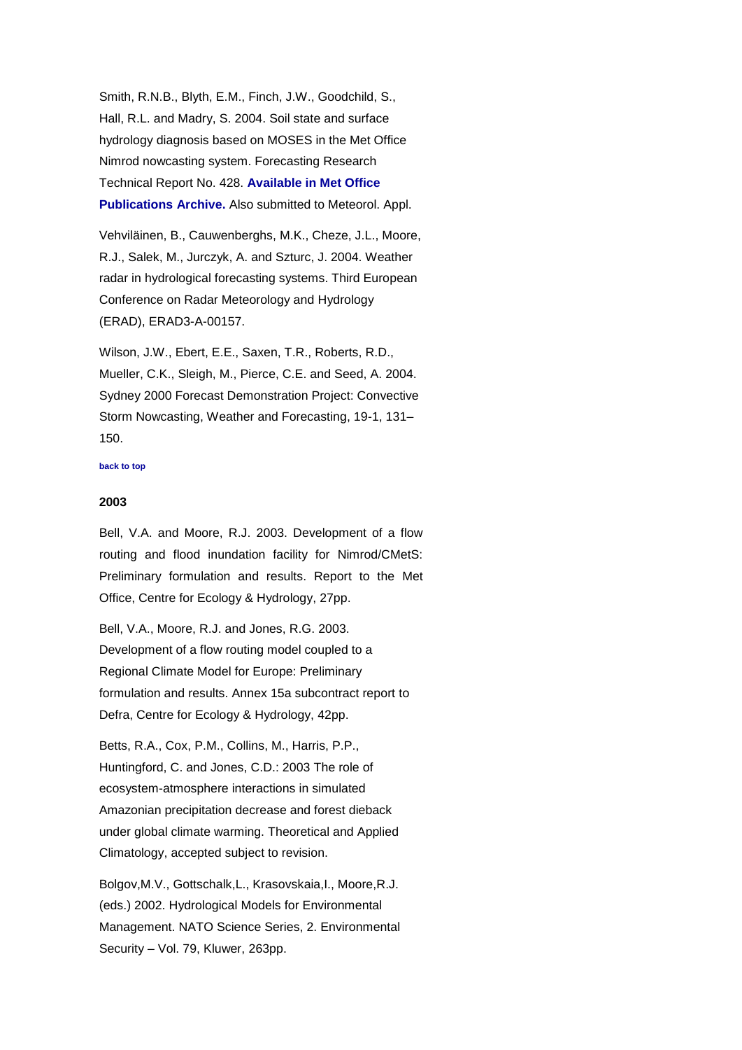Smith, R.N.B., Blyth, E.M., Finch, J.W., Goodchild, S., Hall, R.L. and Madry, S. 2004. Soil state and surface hydrology diagnosis based on MOSES in the Met Office Nimrod nowcasting system. Forecasting Research Technical Report No. 428. **Available in Met Office Publications Archive.** Also submitted to Meteorol. Appl.

Vehviläinen, B., Cauwenberghs, M.K., Cheze, J.L., Moore, R.J., Salek, M., Jurczyk, A. and Szturc, J. 2004. Weather radar in hydrological forecasting systems. Third European Conference on Radar Meteorology and Hydrology (ERAD), ERAD3-A-00157.

Wilson, J.W., Ebert, E.E., Saxen, T.R., Roberts, R.D., Mueller, C.K., Sleigh, M., Pierce, C.E. and Seed, A. 2004. Sydney 2000 Forecast Demonstration Project: Convective Storm Nowcasting, Weather and Forecasting, 19-1, 131–150.

**back to top**

### 2003

Bell, V.A. and Moore, R.J. 2003. Development of a flow routing and flood inundation facility for Nimrod/CMetS: Preliminary formulation and results. Report to the Met Office, Centre for Ecology & Hydrology, 27pp.

Bell, V.A., Moore, R.J. and Jones, R.G. 2003. Development of a flow routing model coupled to a Regional Climate Model for Europe: Preliminary formulation and results. Annex 15a subcontract report to Defra, Centre for Ecology & Hydrology, 42pp.

Betts, R.A., Cox, P.M., Collins, M., Harris, P.P., Huntingford, C. and Jones, C.D.: 2003 The role of ecosystem-atmosphere interactions in simulated Amazonian precipitation decrease and forest dieback under global climate warming. Theoretical and Applied Climatology, accepted subject to revision.

Bolgov,M.V., Gottschalk,L., Krasovskaia,I., Moore,R.J. (eds.) 2002. Hydrological Models for Environmental Management. NATO Science Series, 2. Environmental Security – Vol. 79, Kluwer, 263pp.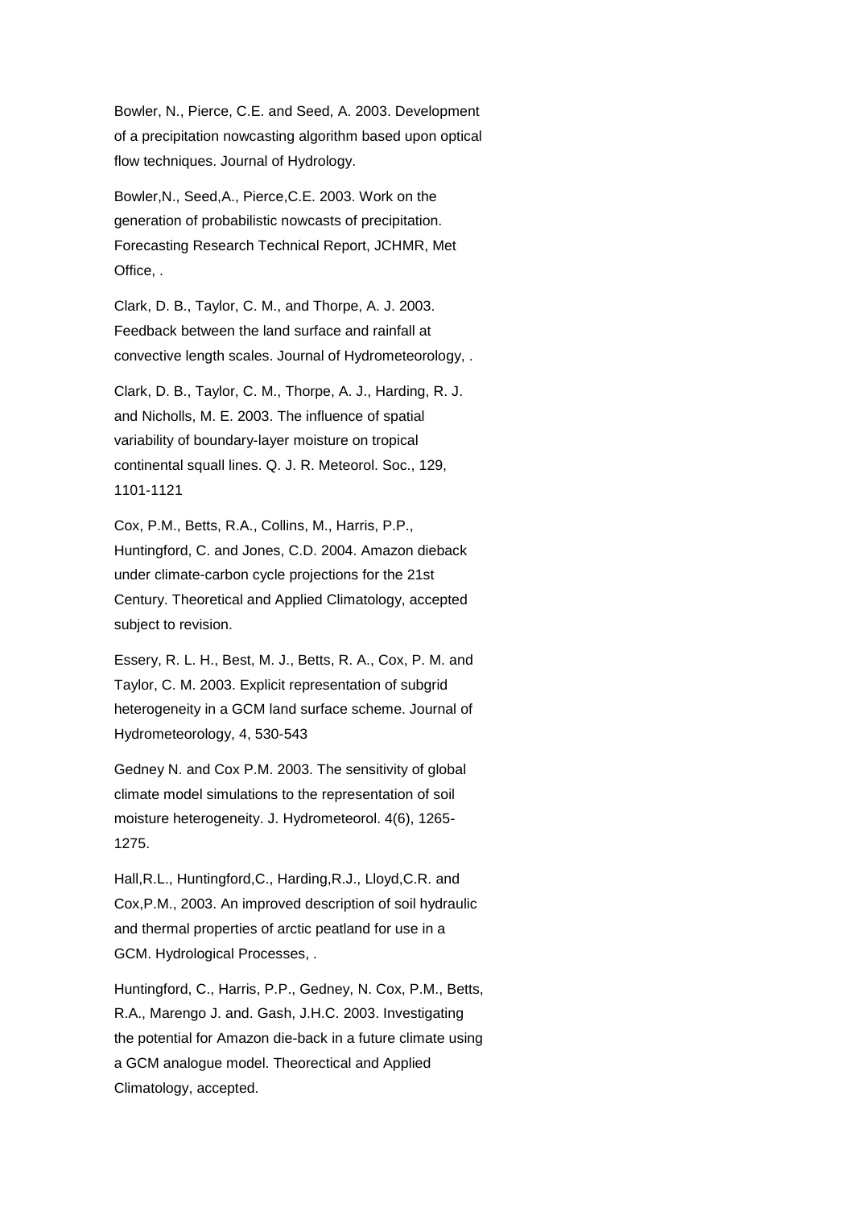Bowler, N., Pierce, C.E. and Seed, A. 2003. Development of a precipitation nowcasting algorithm based upon optical flow techniques. Journal of Hydrology.

Bowler,N., Seed,A., Pierce,C.E. 2003. Work on the generation of probabilistic nowcasts of precipitation. Forecasting Research Technical Report, JCHMR, Met Office, .

Clark, D. B., Taylor, C. M., and Thorpe, A. J. 2003. Feedback between the land surface and rainfall at convective length scales. Journal of Hydrometeorology, .

Clark, D. B., Taylor, C. M., Thorpe, A. J., Harding, R. J. and Nicholls, M. E. 2003. The influence of spatial variability of boundary-layer moisture on tropical continental squall lines. Q. J. R. Meteorol. Soc., 129, 1101-1121

Cox, P.M., Betts, R.A., Collins, M., Harris, P.P., Huntingford, C. and Jones, C.D. 2004. Amazon dieback under climate-carbon cycle projections for the 21st Century. Theoretical and Applied Climatology, accepted subject to revision.

Essery, R. L. H., Best, M. J., Betts, R. A., Cox, P. M. and Taylor, C. M. 2003. Explicit representation of subgrid heterogeneity in a GCM land surface scheme. Journal of Hydrometeorology, 4, 530-543

Gedney N. and Cox P.M. 2003. The sensitivity of global climate model simulations to the representation of soil moisture heterogeneity. J. Hydrometeorol. 4(6), 1265-1275.

Hall,R.L., Huntingford,C., Harding,R.J., Lloyd,C.R. and Cox,P.M., 2003. An improved description of soil hydraulic and thermal properties of arctic peatland for use in a GCM. Hydrological Processes, .

Huntingford, C., Harris, P.P., Gedney, N. Cox, P.M., Betts, R.A., Marengo J. and. Gash, J.H.C. 2003. Investigating the potential for Amazon die-back in a future climate using a GCM analogue model. Theorectical and Applied Climatology, accepted.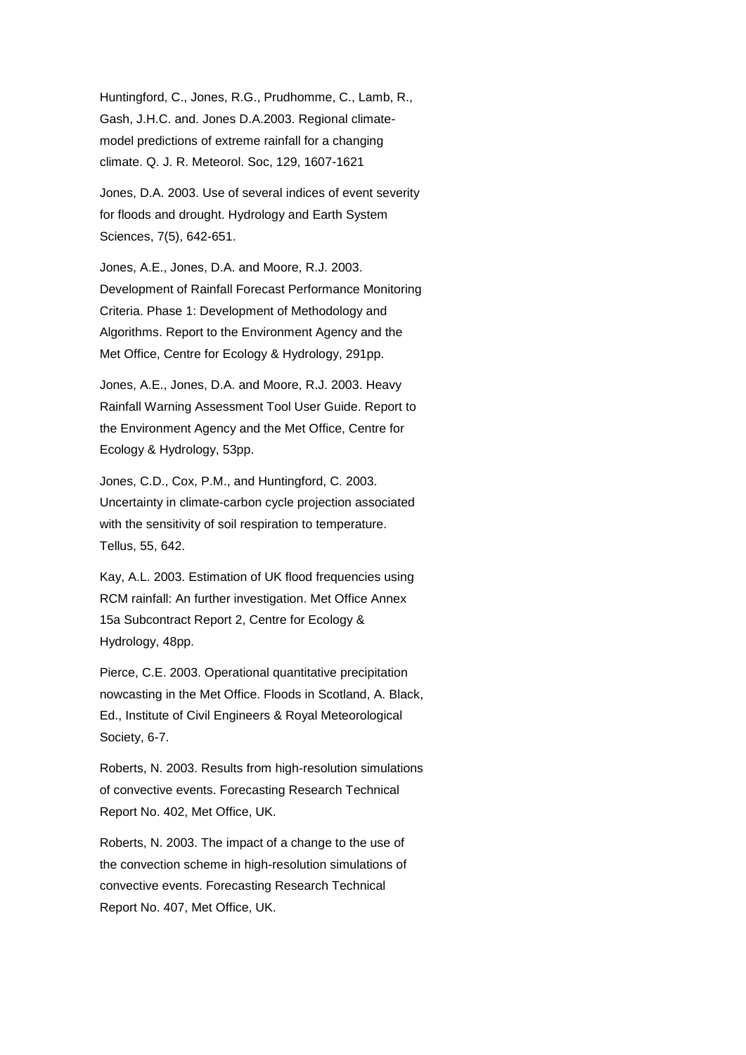Huntingford, C., Jones, R.G., Prudhomme, C., Lamb, R., Gash, J.H.C. and. Jones D.A.2003. Regional climate-model predictions of extreme rainfall for a changing climate. Q. J. R. Meteorol. Soc, 129, 1607-1621

Jones, D.A. 2003. Use of several indices of event severity for floods and drought. Hydrology and Earth System Sciences, 7(5), 642-651.

Jones, A.E., Jones, D.A. and Moore, R.J. 2003. Development of Rainfall Forecast Performance Monitoring Criteria. Phase 1: Development of Methodology and Algorithms. Report to the Environment Agency and the Met Office, Centre for Ecology & Hydrology, 291pp.

Jones, A.E., Jones, D.A. and Moore, R.J. 2003. Heavy Rainfall Warning Assessment Tool User Guide. Report to the Environment Agency and the Met Office, Centre for Ecology & Hydrology, 53pp.

Jones, C.D., Cox, P.M., and Huntingford, C. 2003. Uncertainty in climate-carbon cycle projection associated with the sensitivity of soil respiration to temperature. Tellus, 55, 642.

Kay, A.L. 2003. Estimation of UK flood frequencies using RCM rainfall: An further investigation. Met Office Annex 15a Subcontract Report 2, Centre for Ecology & Hydrology, 48pp.

Pierce, C.E. 2003. Operational quantitative precipitation nowcasting in the Met Office. Floods in Scotland, A. Black, Ed., Institute of Civil Engineers & Royal Meteorological Society, 6-7.

Roberts, N. 2003. Results from high-resolution simulations of convective events. Forecasting Research Technical Report No. 402, Met Office, UK.

Roberts, N. 2003. The impact of a change to the use of the convection scheme in high-resolution simulations of convective events. Forecasting Research Technical Report No. 407, Met Office, UK.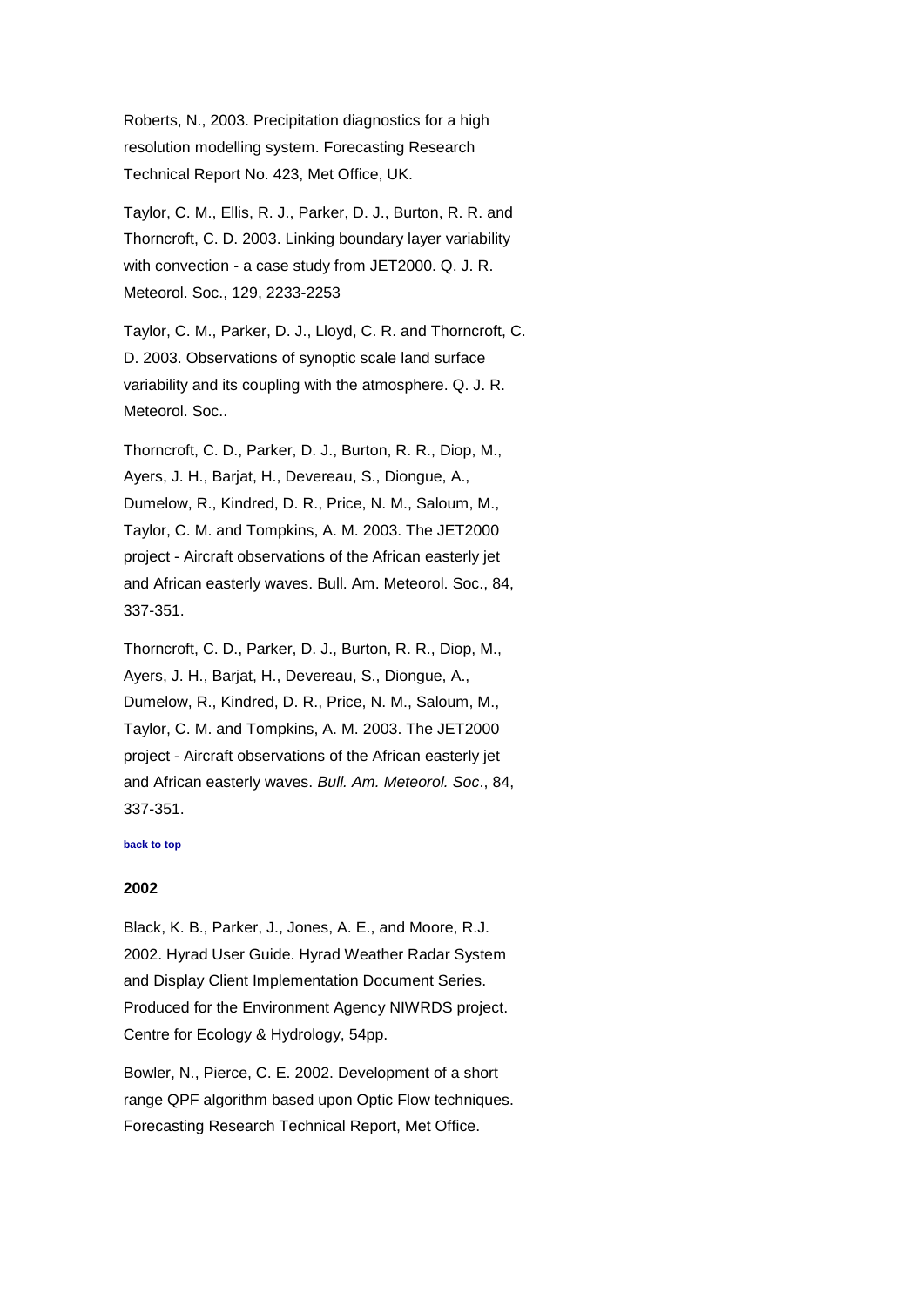Roberts, N., 2003. Precipitation diagnostics for a high resolution modelling system. Forecasting Research Technical Report No. 423, Met Office, UK.

Taylor, C. M., Ellis, R. J., Parker, D. J., Burton, R. R. and Thorncroft, C. D. 2003. Linking boundary layer variability with convection - a case study from JET2000. Q. J. R. Meteorol. Soc., 129, 2233-2253

Taylor, C. M., Parker, D. J., Lloyd, C. R. and Thorncroft, C. D. 2003. Observations of synoptic scale land surface variability and its coupling with the atmosphere. Q. J. R. Meteorol. Soc..

Thorncroft, C. D., Parker, D. J., Burton, R. R., Diop, M., Ayers, J. H., Barjat, H., Devereau, S., Diongue, A., Dumelow, R., Kindred, D. R., Price, N. M., Saloum, M., Taylor, C. M. and Tompkins, A. M. 2003. The JET2000 project - Aircraft observations of the African easterly jet and African easterly waves. Bull. Am. Meteorol. Soc., 84, 337-351.

Thorncroft, C. D., Parker, D. J., Burton, R. R., Diop, M., Ayers, J. H., Barjat, H., Devereau, S., Diongue, A., Dumelow, R., Kindred, D. R., Price, N. M., Saloum, M., Taylor, C. M. and Tompkins, A. M. 2003. The JET2000 project - Aircraft observations of the African easterly jet and African easterly waves. *Bull. Am. Meteorol. Soc*., 84, 337-351.

back to top

**2002**

Black, K. B., Parker, J., Jones, A. E., and Moore, R.J. 2002. Hyrad User Guide. Hyrad Weather Radar System and Display Client Implementation Document Series. Produced for the Environment Agency NIWRDS project. Centre for Ecology & Hydrology, 54pp.

Bowler, N., Pierce, C. E. 2002. Development of a short range QPF algorithm based upon Optic Flow techniques. Forecasting Research Technical Report, Met Office.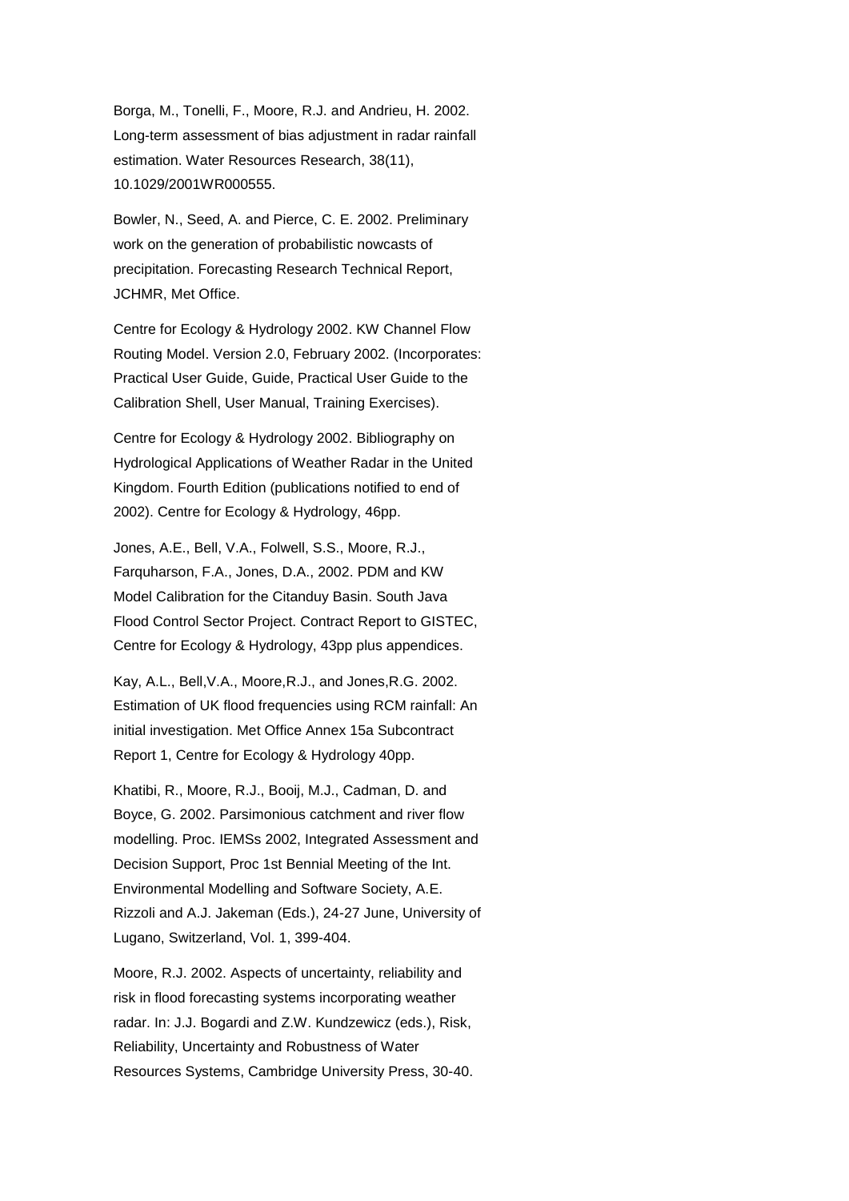Borga, M., Tonelli, F., Moore, R.J. and Andrieu, H. 2002. Long-term assessment of bias adjustment in radar rainfall estimation. Water Resources Research, 38(11), 10.1029/2001WR000555.

Bowler, N., Seed, A. and Pierce, C. E. 2002. Preliminary work on the generation of probabilistic nowcasts of precipitation. Forecasting Research Technical Report, JCHMR, Met Office.

Centre for Ecology & Hydrology 2002. KW Channel Flow Routing Model. Version 2.0, February 2002. (Incorporates: Practical User Guide, Guide, Practical User Guide to the Calibration Shell, User Manual, Training Exercises).

Centre for Ecology & Hydrology 2002. Bibliography on Hydrological Applications of Weather Radar in the United Kingdom. Fourth Edition (publications notified to end of 2002). Centre for Ecology & Hydrology, 46pp.

Jones, A.E., Bell, V.A., Folwell, S.S., Moore, R.J., Farquharson, F.A., Jones, D.A., 2002. PDM and KW Model Calibration for the Citanduy Basin. South Java Flood Control Sector Project. Contract Report to GISTEC, Centre for Ecology & Hydrology, 43pp plus appendices.

Kay, A.L., Bell,V.A., Moore,R.J., and Jones,R.G. 2002. Estimation of UK flood frequencies using RCM rainfall: An initial investigation. Met Office Annex 15a Subcontract Report 1, Centre for Ecology & Hydrology 40pp.

Khatibi, R., Moore, R.J., Booij, M.J., Cadman, D. and Boyce, G. 2002. Parsimonious catchment and river flow modelling. Proc. IEMSs 2002, Integrated Assessment and Decision Support, Proc 1st Bennial Meeting of the Int. Environmental Modelling and Software Society, A.E. Rizzoli and A.J. Jakeman (Eds.), 24-27 June, University of Lugano, Switzerland, Vol. 1, 399-404.

Moore, R.J. 2002. Aspects of uncertainty, reliability and risk in flood forecasting systems incorporating weather radar. In: J.J. Bogardi and Z.W. Kundzewicz (eds.), Risk, Reliability, Uncertainty and Robustness of Water Resources Systems, Cambridge University Press, 30-40.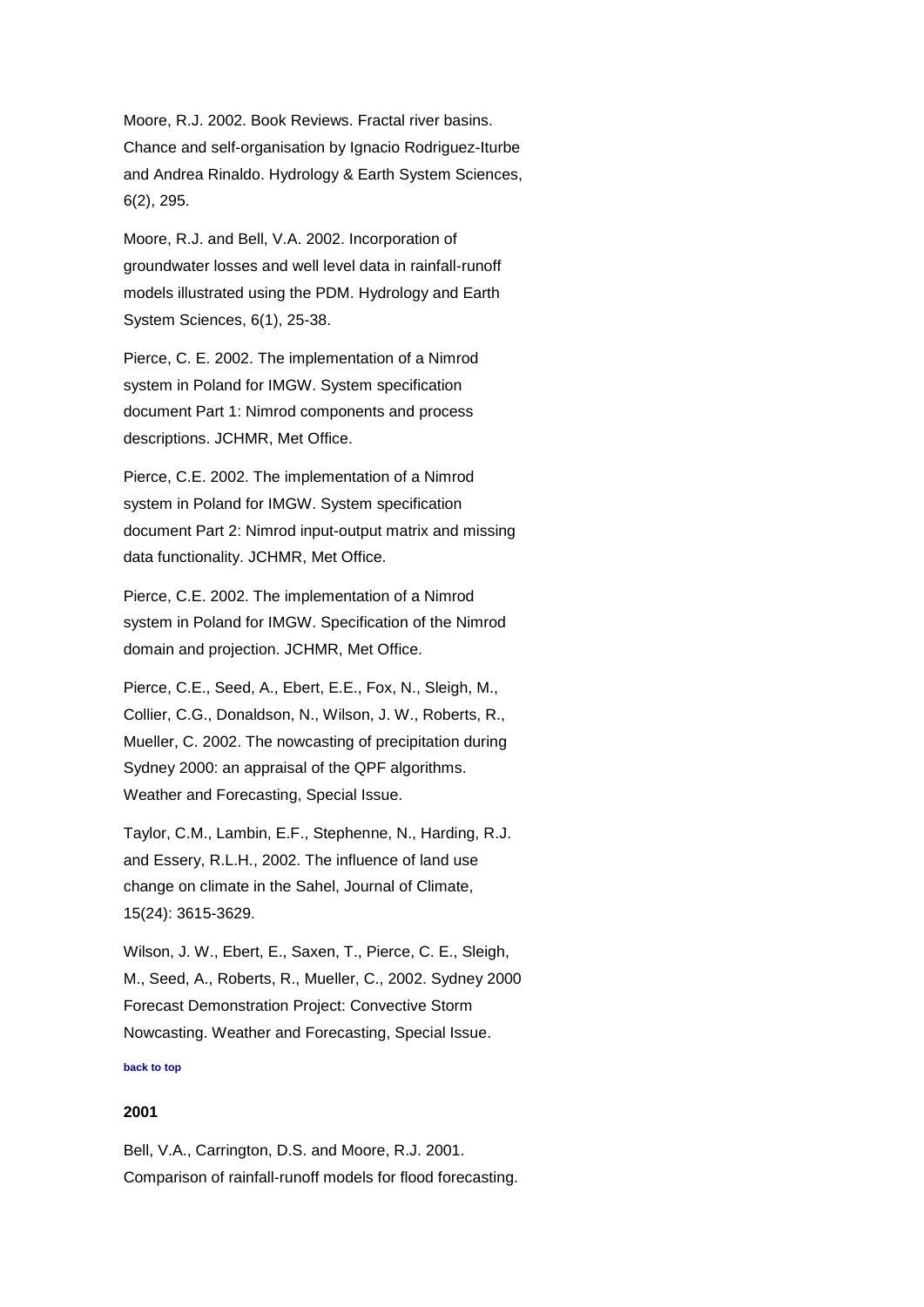Moore, R.J. 2002. Book Reviews. Fractal river basins. Chance and self-organisation by Ignacio Rodriguez-Iturbe and Andrea Rinaldo. Hydrology & Earth System Sciences, 6(2), 295.

Moore, R.J. and Bell, V.A. 2002. Incorporation of groundwater losses and well level data in rainfall-runoff models illustrated using the PDM. Hydrology and Earth System Sciences, 6(1), 25-38.

Pierce, C. E. 2002. The implementation of a Nimrod system in Poland for IMGW. System specification document Part 1: Nimrod components and process descriptions. JCHMR, Met Office.

Pierce, C.E. 2002. The implementation of a Nimrod system in Poland for IMGW. System specification document Part 2: Nimrod input-output matrix and missing data functionality. JCHMR, Met Office.

Pierce, C.E. 2002. The implementation of a Nimrod system in Poland for IMGW. Specification of the Nimrod domain and projection. JCHMR, Met Office.

Pierce, C.E., Seed, A., Ebert, E.E., Fox, N., Sleigh, M., Collier, C.G., Donaldson, N., Wilson, J. W., Roberts, R., Mueller, C. 2002. The nowcasting of precipitation during Sydney 2000: an appraisal of the QPF algorithms. Weather and Forecasting, Special Issue.

Taylor, C.M., Lambin, E.F., Stephenne, N., Harding, R.J. and Essery, R.L.H., 2002. The influence of land use change on climate in the Sahel, Journal of Climate, 15(24): 3615-3629.

Wilson, J. W., Ebert, E., Saxen, T., Pierce, C. E., Sleigh, M., Seed, A., Roberts, R., Mueller, C., 2002. Sydney 2000 Forecast Demonstration Project: Convective Storm Nowcasting. Weather and Forecasting, Special Issue.

back to top

### 2001

Bell, V.A., Carrington, D.S. and Moore, R.J. 2001. Comparison of rainfall-runoff models for flood forecasting.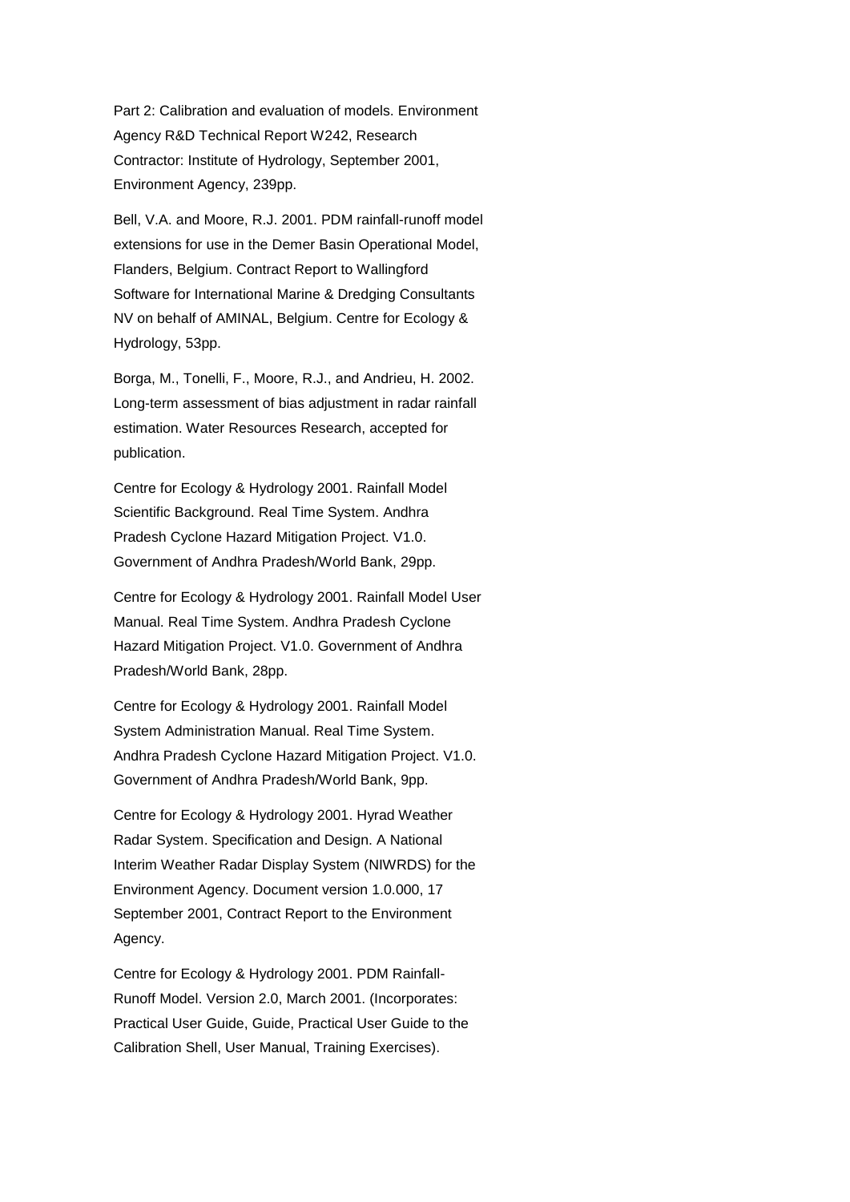Part 2: Calibration and evaluation of models. Environment Agency R&D Technical Report W242, Research Contractor: Institute of Hydrology, September 2001, Environment Agency, 239pp.

Bell, V.A. and Moore, R.J. 2001. PDM rainfall-runoff model extensions for use in the Demer Basin Operational Model, Flanders, Belgium. Contract Report to Wallingford Software for International Marine & Dredging Consultants NV on behalf of AMINAL, Belgium. Centre for Ecology & Hydrology, 53pp.

Borga, M., Tonelli, F., Moore, R.J., and Andrieu, H. 2002. Long-term assessment of bias adjustment in radar rainfall estimation. Water Resources Research, accepted for publication.

Centre for Ecology & Hydrology 2001. Rainfall Model Scientific Background. Real Time System. Andhra Pradesh Cyclone Hazard Mitigation Project. V1.0. Government of Andhra Pradesh/World Bank, 29pp.

Centre for Ecology & Hydrology 2001. Rainfall Model User Manual. Real Time System. Andhra Pradesh Cyclone Hazard Mitigation Project. V1.0. Government of Andhra Pradesh/World Bank, 28pp.

Centre for Ecology & Hydrology 2001. Rainfall Model System Administration Manual. Real Time System. Andhra Pradesh Cyclone Hazard Mitigation Project. V1.0. Government of Andhra Pradesh/World Bank, 9pp.

Centre for Ecology & Hydrology 2001. Hyrad Weather Radar System. Specification and Design. A National Interim Weather Radar Display System (NIWRDS) for the Environment Agency. Document version 1.0.000, 17 September 2001, Contract Report to the Environment Agency.

Centre for Ecology & Hydrology 2001. PDM Rainfall-Runoff Model. Version 2.0, March 2001. (Incorporates: Practical User Guide, Guide, Practical User Guide to the Calibration Shell, User Manual, Training Exercises).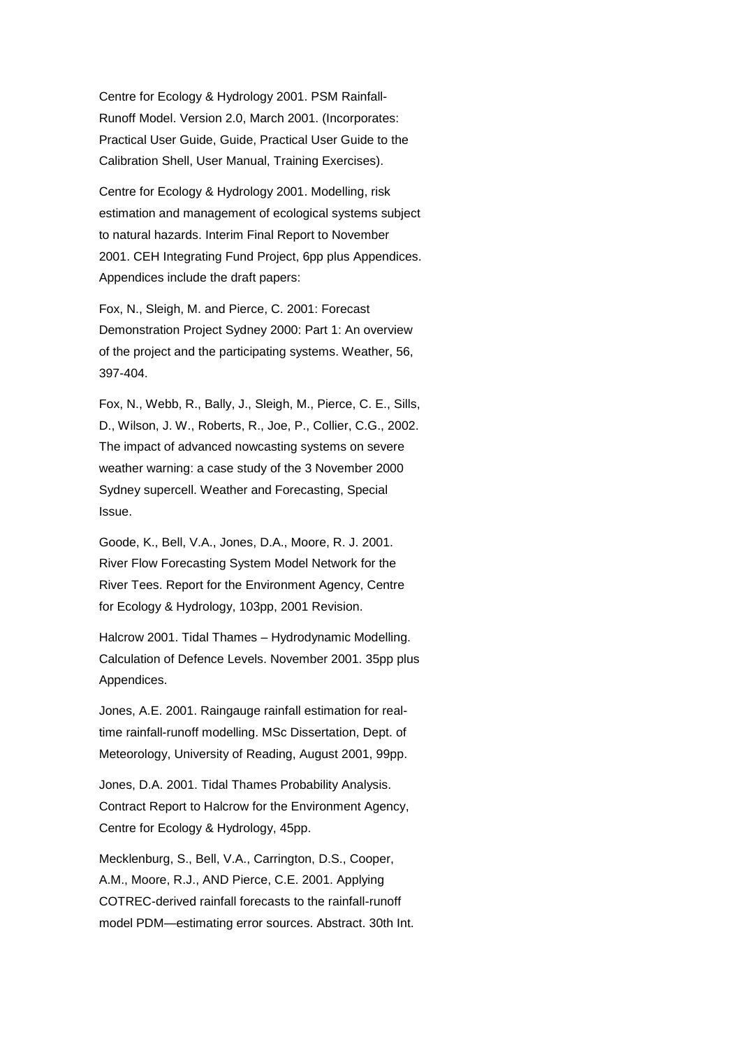Centre for Ecology & Hydrology 2001. PSM Rainfall-Runoff Model. Version 2.0, March 2001. (Incorporates: Practical User Guide, Guide, Practical User Guide to the Calibration Shell, User Manual, Training Exercises).

Centre for Ecology & Hydrology 2001. Modelling, risk estimation and management of ecological systems subject to natural hazards. Interim Final Report to November 2001. CEH Integrating Fund Project, 6pp plus Appendices. Appendices include the draft papers:

Fox, N., Sleigh, M. and Pierce, C. 2001: Forecast Demonstration Project Sydney 2000: Part 1: An overview of the project and the participating systems. Weather, 56, 397-404.

Fox, N., Webb, R., Bally, J., Sleigh, M., Pierce, C. E., Sills, D., Wilson, J. W., Roberts, R., Joe, P., Collier, C.G., 2002. The impact of advanced nowcasting systems on severe weather warning: a case study of the 3 November 2000 Sydney supercell. Weather and Forecasting, Special Issue.

Goode, K., Bell, V.A., Jones, D.A., Moore, R. J. 2001. River Flow Forecasting System Model Network for the River Tees. Report for the Environment Agency, Centre for Ecology & Hydrology, 103pp, 2001 Revision.

Halcrow 2001. Tidal Thames – Hydrodynamic Modelling. Calculation of Defence Levels. November 2001. 35pp plus Appendices.

Jones, A.E. 2001. Raingauge rainfall estimation for real-time rainfall-runoff modelling. MSc Dissertation, Dept. of Meteorology, University of Reading, August 2001, 99pp.

Jones, D.A. 2001. Tidal Thames Probability Analysis. Contract Report to Halcrow for the Environment Agency, Centre for Ecology & Hydrology, 45pp.

Mecklenburg, S., Bell, V.A., Carrington, D.S., Cooper, A.M., Moore, R.J., AND Pierce, C.E. 2001. Applying COTREC-derived rainfall forecasts to the rainfall-runoff model PDM—estimating error sources. Abstract. 30th Int.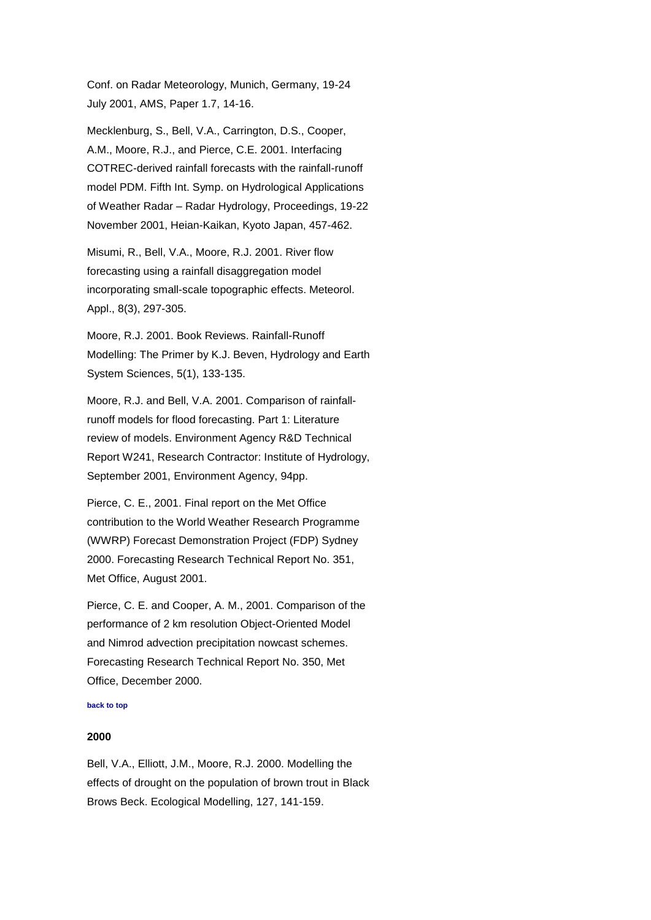Conf. on Radar Meteorology, Munich, Germany, 19-24 July 2001, AMS, Paper 1.7, 14-16.

Mecklenburg, S., Bell, V.A., Carrington, D.S., Cooper, A.M., Moore, R.J., and Pierce, C.E. 2001. Interfacing COTREC-derived rainfall forecasts with the rainfall-runoff model PDM. Fifth Int. Symp. on Hydrological Applications of Weather Radar – Radar Hydrology, Proceedings, 19-22 November 2001, Heian-Kaikan, Kyoto Japan, 457-462.

Misumi, R., Bell, V.A., Moore, R.J. 2001. River flow forecasting using a rainfall disaggregation model incorporating small-scale topographic effects. Meteorol. Appl., 8(3), 297-305.

Moore, R.J. 2001. Book Reviews. Rainfall-Runoff Modelling: The Primer by K.J. Beven, Hydrology and Earth System Sciences, 5(1), 133-135.

Moore, R.J. and Bell, V.A. 2001. Comparison of rainfall-runoff models for flood forecasting. Part 1: Literature review of models. Environment Agency R&D Technical Report W241, Research Contractor: Institute of Hydrology, September 2001, Environment Agency, 94pp.

Pierce, C. E., 2001. Final report on the Met Office contribution to the World Weather Research Programme (WWRP) Forecast Demonstration Project (FDP) Sydney 2000. Forecasting Research Technical Report No. 351, Met Office, August 2001.

Pierce, C. E. and Cooper, A. M., 2001. Comparison of the performance of 2 km resolution Object-Oriented Model and Nimrod advection precipitation nowcast schemes. Forecasting Research Technical Report No. 350, Met Office, December 2000.

back to top

### 2000

Bell, V.A., Elliott, J.M., Moore, R.J. 2000. Modelling the effects of drought on the population of brown trout in Black Brows Beck. Ecological Modelling, 127, 141-159.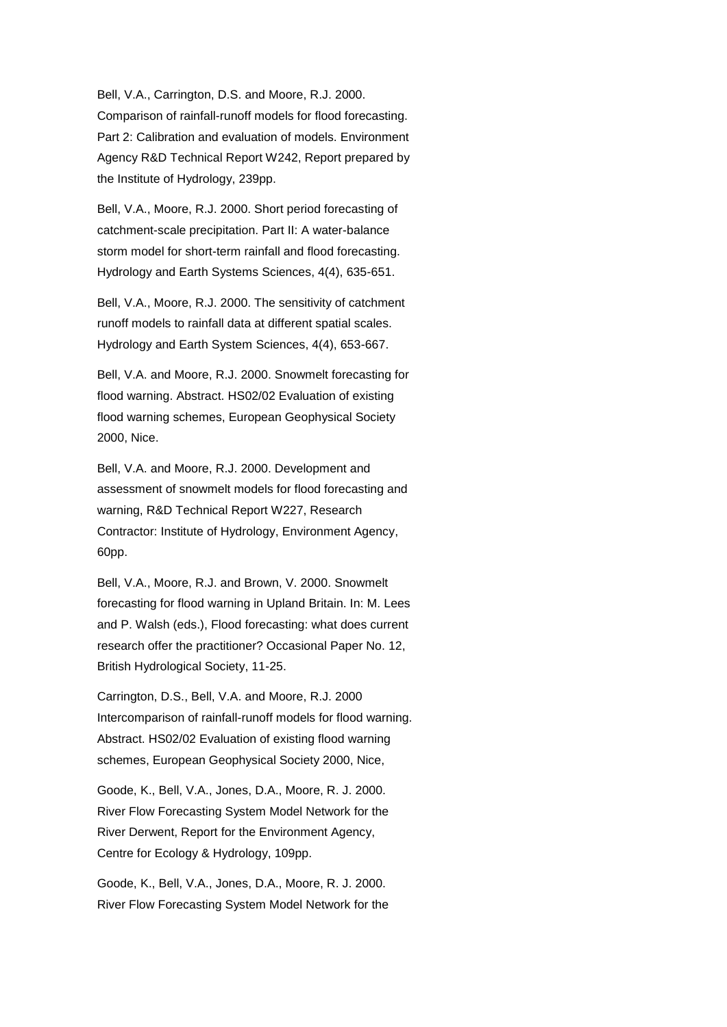Bell, V.A., Carrington, D.S. and Moore, R.J. 2000. Comparison of rainfall-runoff models for flood forecasting. Part 2: Calibration and evaluation of models. Environment Agency R&D Technical Report W242, Report prepared by the Institute of Hydrology, 239pp.

Bell, V.A., Moore, R.J. 2000. Short period forecasting of catchment-scale precipitation. Part II: A water-balance storm model for short-term rainfall and flood forecasting. Hydrology and Earth Systems Sciences, 4(4), 635-651.

Bell, V.A., Moore, R.J. 2000. The sensitivity of catchment runoff models to rainfall data at different spatial scales. Hydrology and Earth System Sciences, 4(4), 653-667.

Bell, V.A. and Moore, R.J. 2000. Snowmelt forecasting for flood warning. Abstract. HS02/02 Evaluation of existing flood warning schemes, European Geophysical Society 2000, Nice.

Bell, V.A. and Moore, R.J. 2000. Development and assessment of snowmelt models for flood forecasting and warning, R&D Technical Report W227, Research Contractor: Institute of Hydrology, Environment Agency, 60pp.

Bell, V.A., Moore, R.J. and Brown, V. 2000. Snowmelt forecasting for flood warning in Upland Britain. In: M. Lees and P. Walsh (eds.), Flood forecasting: what does current research offer the practitioner? Occasional Paper No. 12, British Hydrological Society, 11-25.

Carrington, D.S., Bell, V.A. and Moore, R.J. 2000 Intercomparison of rainfall-runoff models for flood warning. Abstract. HS02/02 Evaluation of existing flood warning schemes, European Geophysical Society 2000, Nice,

Goode, K., Bell, V.A., Jones, D.A., Moore, R. J. 2000. River Flow Forecasting System Model Network for the River Derwent, Report for the Environment Agency, Centre for Ecology & Hydrology, 109pp.

Goode, K., Bell, V.A., Jones, D.A., Moore, R. J. 2000. River Flow Forecasting System Model Network for the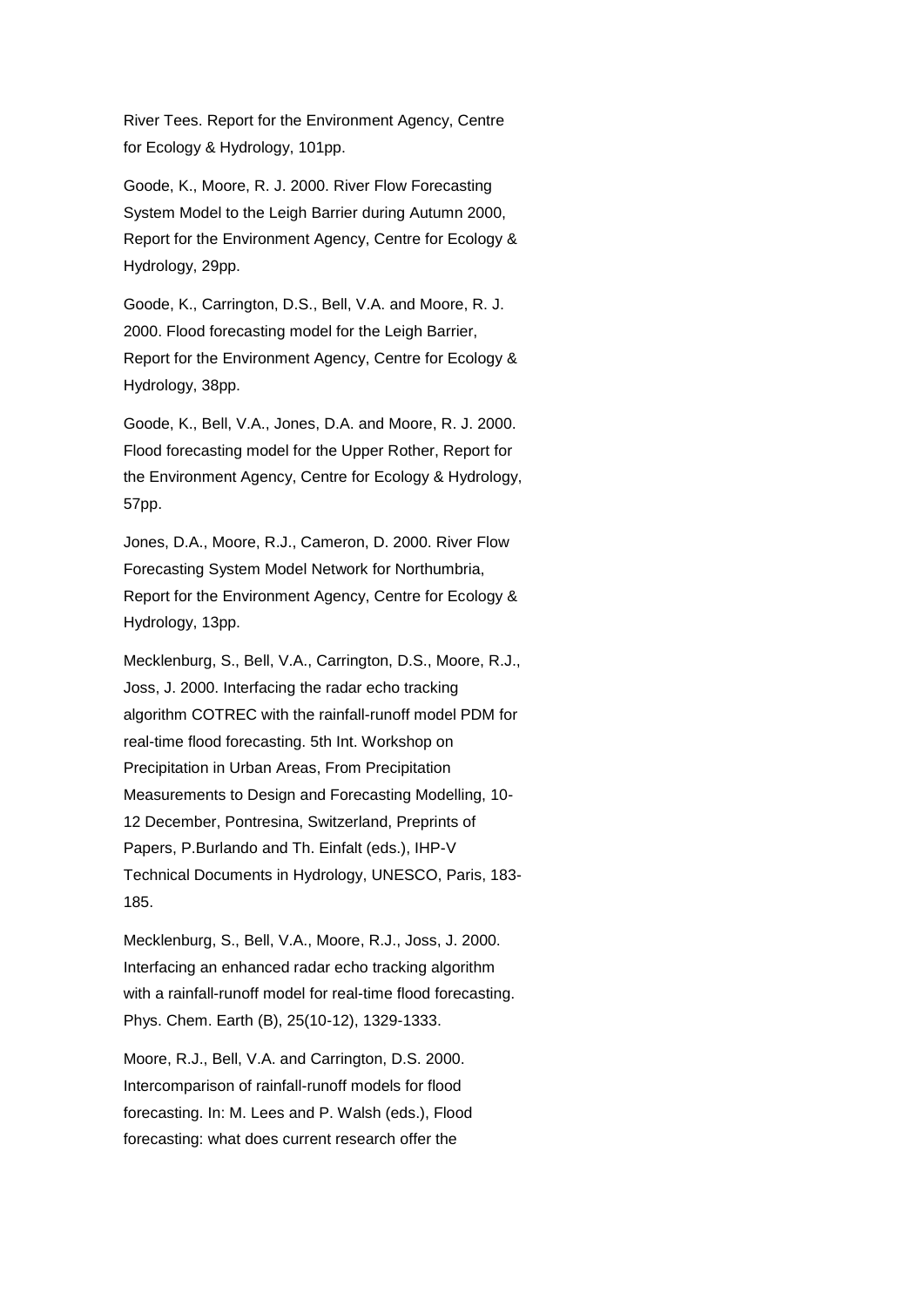River Tees. Report for the Environment Agency, Centre for Ecology & Hydrology, 101pp.

Goode, K., Moore, R. J. 2000. River Flow Forecasting System Model to the Leigh Barrier during Autumn 2000, Report for the Environment Agency, Centre for Ecology & Hydrology, 29pp.

Goode, K., Carrington, D.S., Bell, V.A. and Moore, R. J. 2000. Flood forecasting model for the Leigh Barrier, Report for the Environment Agency, Centre for Ecology & Hydrology, 38pp.

Goode, K., Bell, V.A., Jones, D.A. and Moore, R. J. 2000. Flood forecasting model for the Upper Rother, Report for the Environment Agency, Centre for Ecology & Hydrology, 57pp.

Jones, D.A., Moore, R.J., Cameron, D. 2000. River Flow Forecasting System Model Network for Northumbria, Report for the Environment Agency, Centre for Ecology & Hydrology, 13pp.

Mecklenburg, S., Bell, V.A., Carrington, D.S., Moore, R.J., Joss, J. 2000. Interfacing the radar echo tracking algorithm COTREC with the rainfall-runoff model PDM for real-time flood forecasting. 5th Int. Workshop on Precipitation in Urban Areas, From Precipitation Measurements to Design and Forecasting Modelling, 10-12 December, Pontresina, Switzerland, Preprints of Papers, P.Burlando and Th. Einfalt (eds.), IHP-V Technical Documents in Hydrology, UNESCO, Paris, 183-185.

Mecklenburg, S., Bell, V.A., Moore, R.J., Joss, J. 2000. Interfacing an enhanced radar echo tracking algorithm with a rainfall-runoff model for real-time flood forecasting. Phys. Chem. Earth (B), 25(10-12), 1329-1333.

Moore, R.J., Bell, V.A. and Carrington, D.S. 2000. Intercomparison of rainfall-runoff models for flood forecasting. In: M. Lees and P. Walsh (eds.), Flood forecasting: what does current research offer the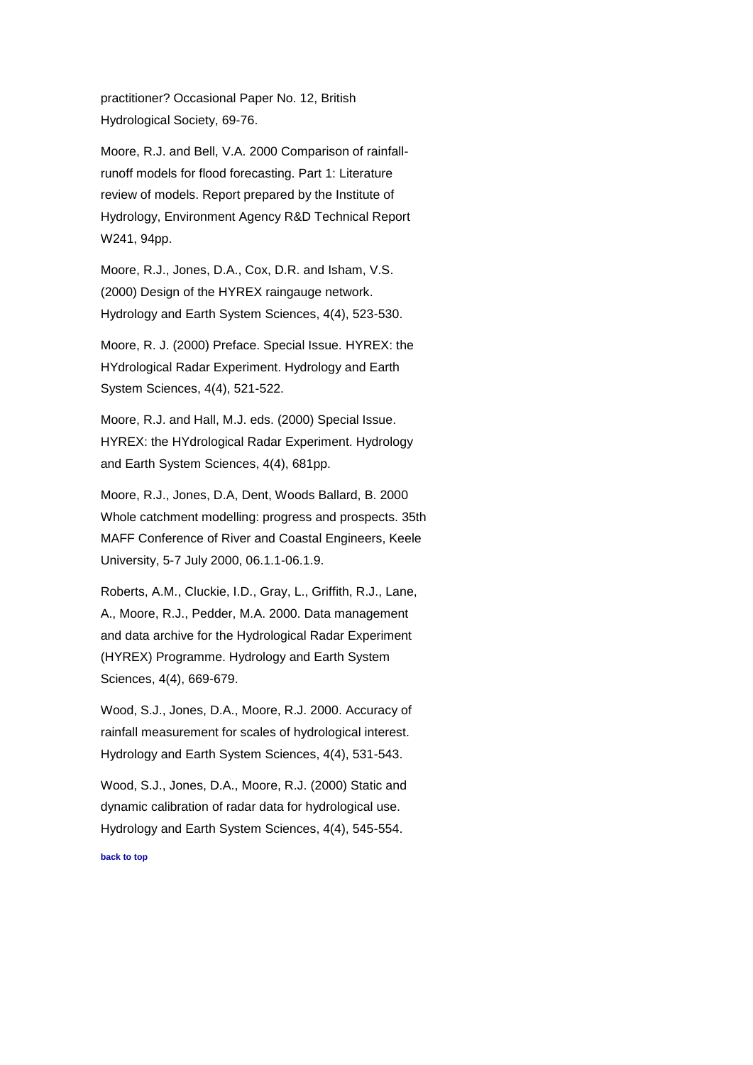practitioner? Occasional Paper No. 12, British Hydrological Society, 69-76.

Moore, R.J. and Bell, V.A. 2000 Comparison of rainfall-runoff models for flood forecasting. Part 1: Literature review of models. Report prepared by the Institute of Hydrology, Environment Agency R&D Technical Report W241, 94pp.

Moore, R.J., Jones, D.A., Cox, D.R. and Isham, V.S. (2000) Design of the HYREX raingauge network. Hydrology and Earth System Sciences, 4(4), 523-530.

Moore, R. J. (2000) Preface. Special Issue. HYREX: the HYdrological Radar Experiment. Hydrology and Earth System Sciences, 4(4), 521-522.

Moore, R.J. and Hall, M.J. eds. (2000) Special Issue. HYREX: the HYdrological Radar Experiment. Hydrology and Earth System Sciences, 4(4), 681pp.

Moore, R.J., Jones, D.A, Dent, Woods Ballard, B. 2000 Whole catchment modelling: progress and prospects. 35th MAFF Conference of River and Coastal Engineers, Keele University, 5-7 July 2000, 06.1.1-06.1.9.

Roberts, A.M., Cluckie, I.D., Gray, L., Griffith, R.J., Lane, A., Moore, R.J., Pedder, M.A. 2000. Data management and data archive for the Hydrological Radar Experiment (HYREX) Programme. Hydrology and Earth System Sciences, 4(4), 669-679.

Wood, S.J., Jones, D.A., Moore, R.J. 2000. Accuracy of rainfall measurement for scales of hydrological interest. Hydrology and Earth System Sciences, 4(4), 531-543.

Wood, S.J., Jones, D.A., Moore, R.J. (2000) Static and dynamic calibration of radar data for hydrological use. Hydrology and Earth System Sciences, 4(4), 545-554.

**back to top**